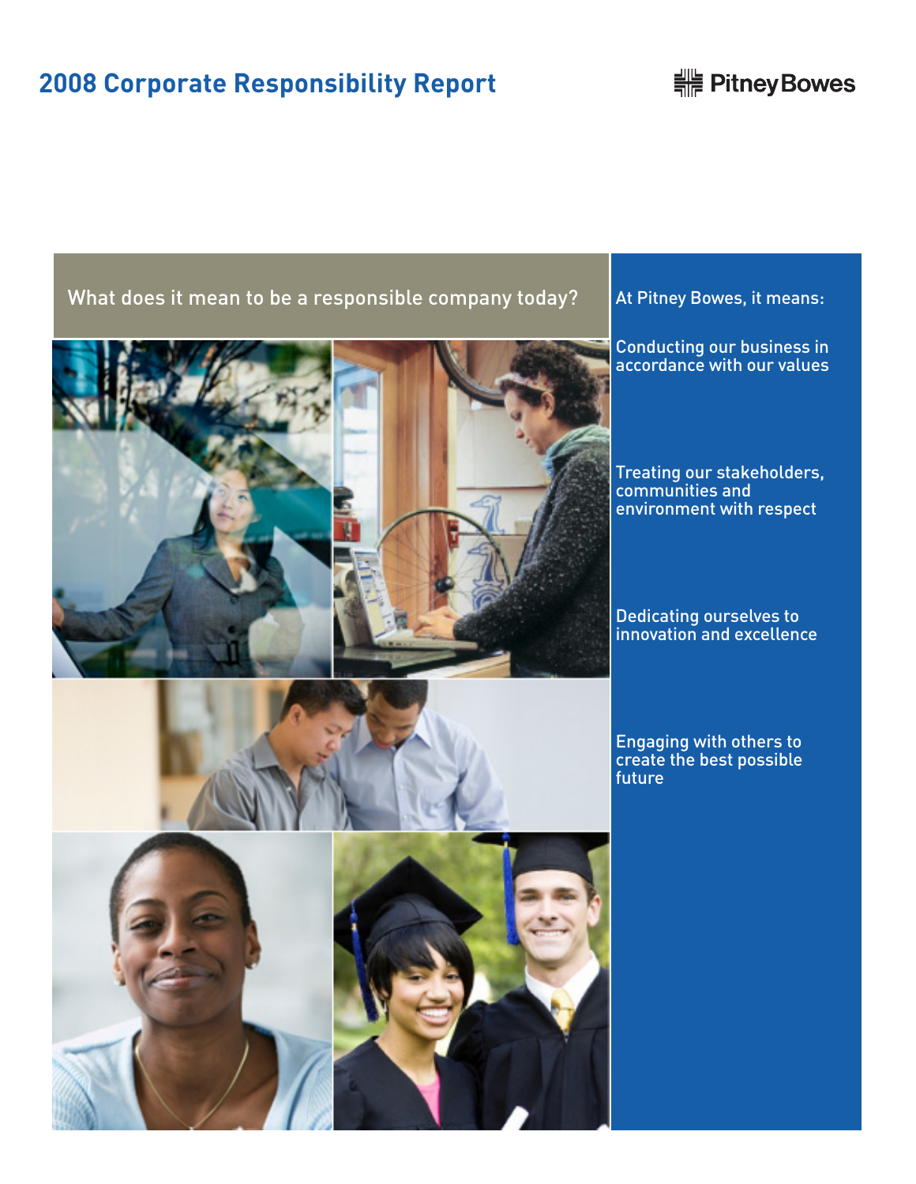# 2008 Corporate Responsibility Report

Pitney Bowes

What does it mean to be a responsible company today?

At Pitney Bowes, it means:

Conducting our business in accordance with our values

Treating our stakeholders, communities and environment with respect

Dedicating ourselves to innovation and excellence

Engaging with others to create the best possible future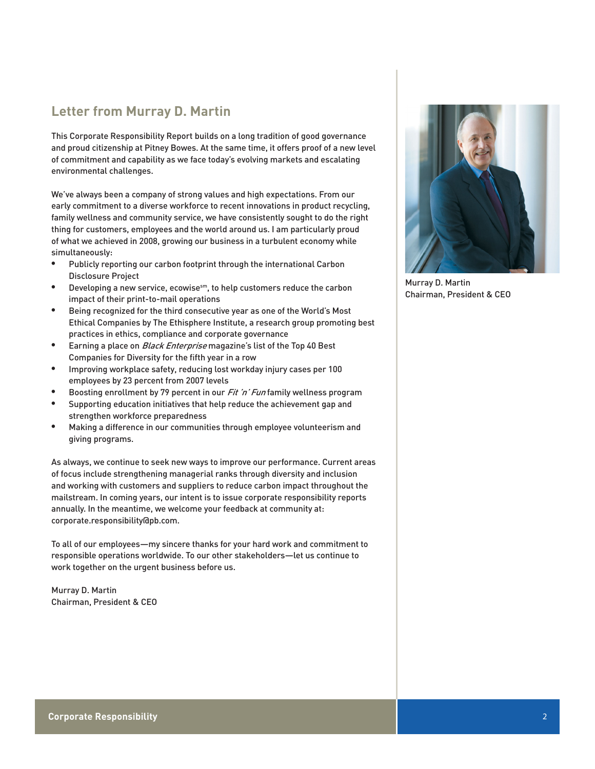## Letter from Murray D. Martin

This Corporate Responsibility Report builds on a long tradition of good governance and proud citizenship at Pitney Bowes. At the same time, it offers proof of a new level of commitment and capability as we face today's evolving markets and escalating environmental challenges.

We've always been a company of strong values and high expectations. From our early commitment to a diverse workforce to recent innovations in product recycling, family wellness and community service, we have consistently sought to do the right thing for customers, employees and the world around us. I am particularly proud of what we achieved in 2008, growing our business in a turbulent economy while simultaneously:

- Publicly reporting our carbon footprint through the international Carbon Disclosure Project
- Developing a new service, ecowise[sm], to help customers reduce the carbon impact of their print-to-mail operations
- Being recognized for the third consecutive year as one of the World's Most Ethical Companies by The Ethisphere Institute, a research group promoting best practices in ethics, compliance and corporate governance
- Earning a place on *Black Enterprise* magazine's list of the Top 40 Best Companies for Diversity for the fifth year in a row
- Improving workplace safety, reducing lost workday injury cases per 100 employees by 23 percent from 2007 levels
- Boosting enrollment by 79 percent in our *Fit 'n' Fun* family wellness program
- Supporting education initiatives that help reduce the achievement gap and strengthen workforce preparedness
- Making a difference in our communities through employee volunteerism and giving programs.

As always, we continue to seek new ways to improve our performance. Current areas of focus include strengthening managerial ranks through diversity and inclusion and working with customers and suppliers to reduce carbon impact throughout the mailstream. In coming years, our intent is to issue corporate responsibility reports annually. In the meantime, we welcome your feedback at community at: corporate.responsibility@pb.com.

To all of our employees—my sincere thanks for your hard work and commitment to responsible operations worldwide. To our other stakeholders—let us continue to work together on the urgent business before us.

Murray D. Martin
Chairman, President & CEO

Murray D. Martin
Chairman, President & CEO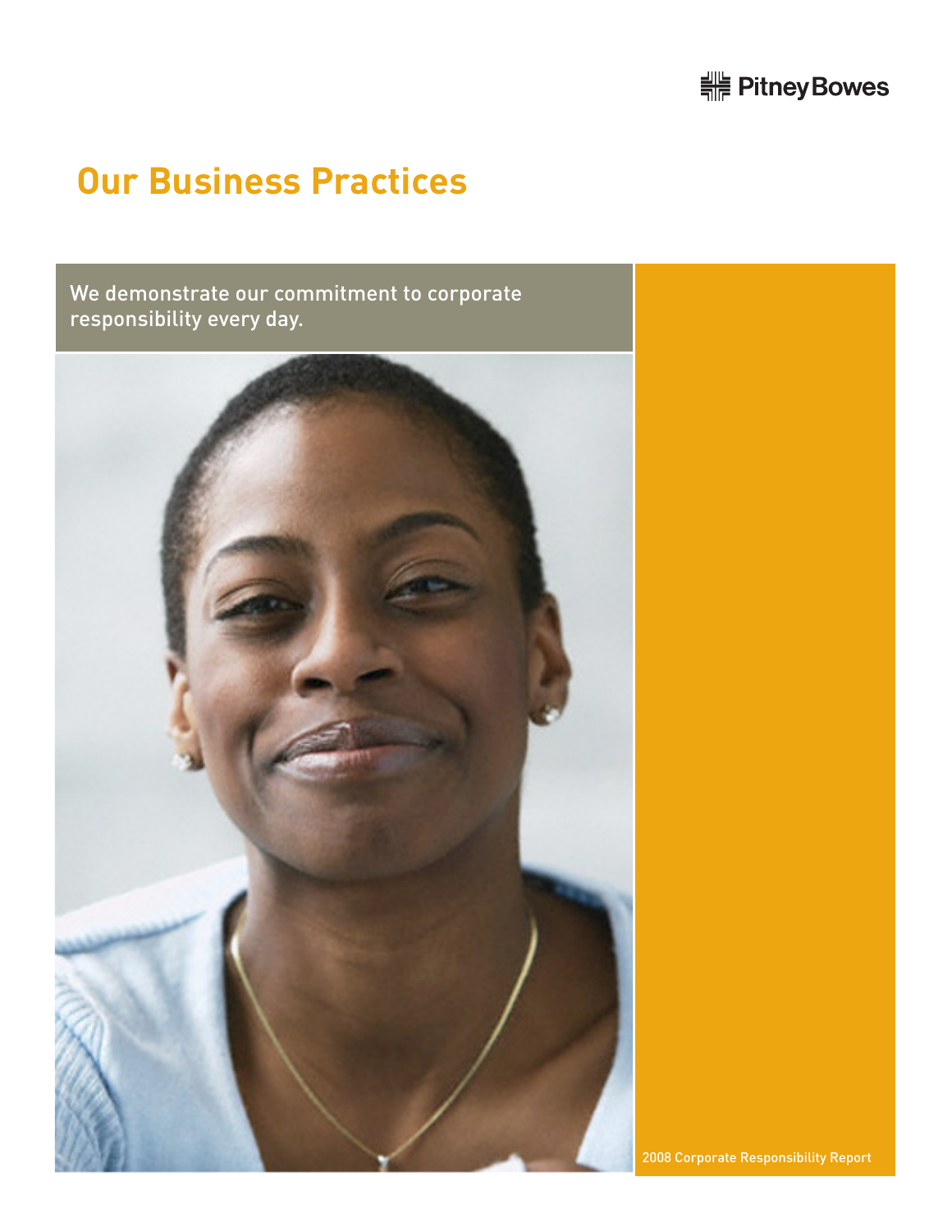# Our Business Practices

We demonstrate our commitment to corporate responsibility every day.

2008 Corporate Responsibility Report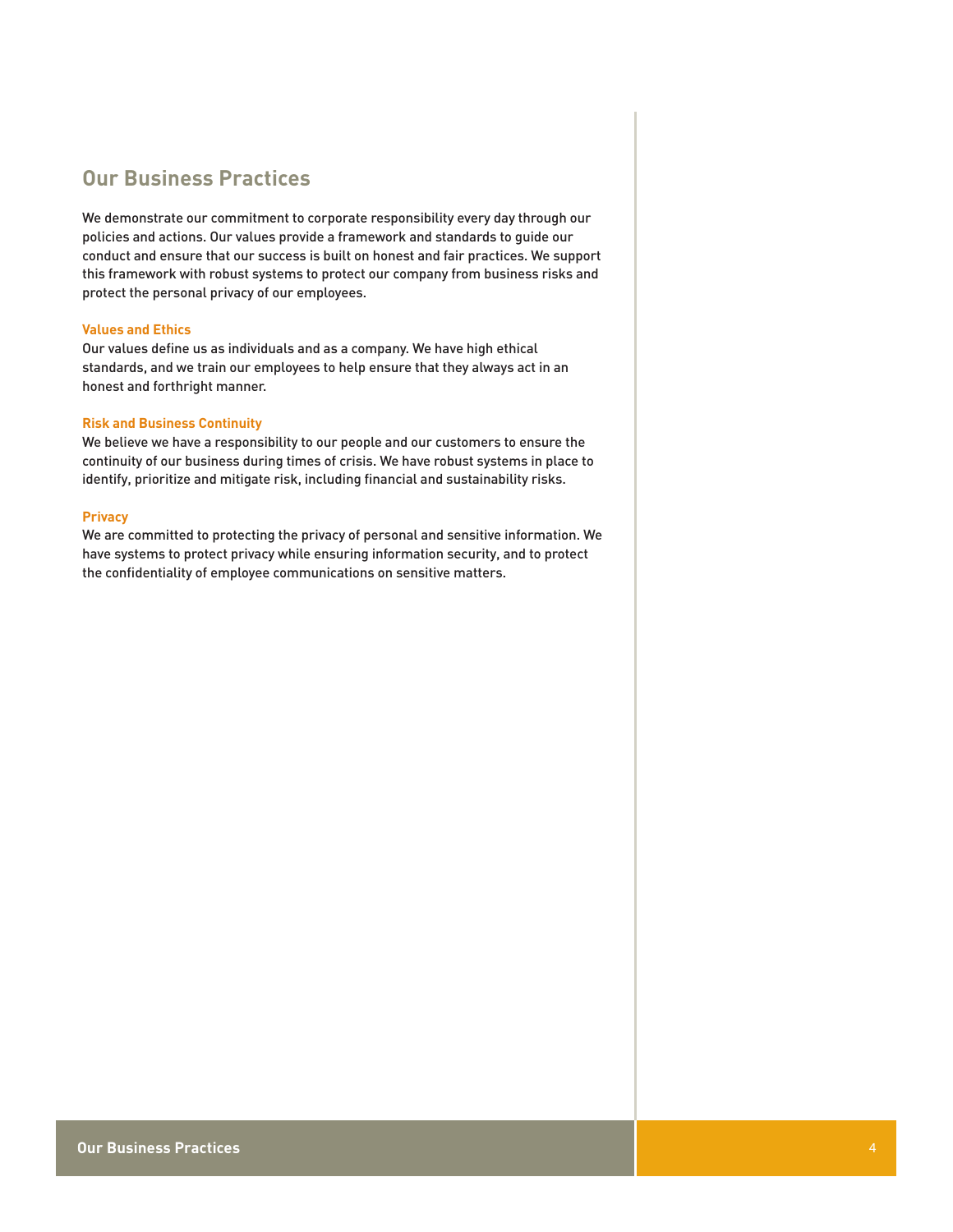## Our Business Practices

We demonstrate our commitment to corporate responsibility every day through our policies and actions. Our values provide a framework and standards to guide our conduct and ensure that our success is built on honest and fair practices. We support this framework with robust systems to protect our company from business risks and protect the personal privacy of our employees.

### Values and Ethics

Our values define us as individuals and as a company. We have high ethical standards, and we train our employees to help ensure that they always act in an honest and forthright manner.

### Risk and Business Continuity

We believe we have a responsibility to our people and our customers to ensure the continuity of our business during times of crisis. We have robust systems in place to identify, prioritize and mitigate risk, including financial and sustainability risks.

### Privacy

We are committed to protecting the privacy of personal and sensitive information. We have systems to protect privacy while ensuring information security, and to protect the confidentiality of employee communications on sensitive matters.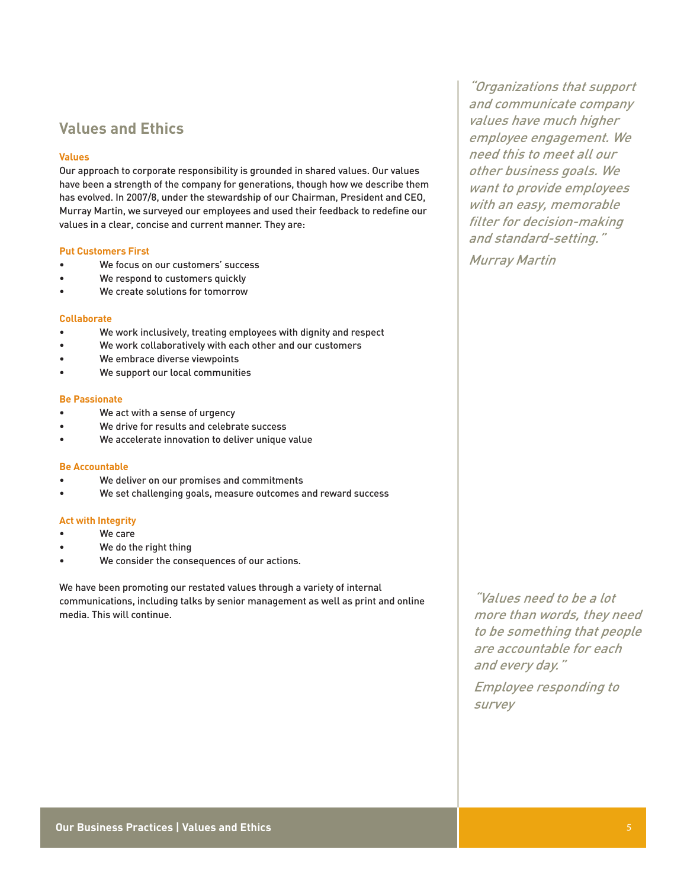## Values and Ethics

### Values

Our approach to corporate responsibility is grounded in shared values. Our values have been a strength of the company for generations, though how we describe them has evolved. In 2007/8, under the stewardship of our Chairman, President and CEO, Murray Martin, we surveyed our employees and used their feedback to redefine our values in a clear, concise and current manner. They are:

**Put Customers First**

- We focus on our customers' success
- We respond to customers quickly
- We create solutions for tomorrow

**Collaborate**

- We work inclusively, treating employees with dignity and respect
- We work collaboratively with each other and our customers
- We embrace diverse viewpoints
- We support our local communities

**Be Passionate**

- We act with a sense of urgency
- We drive for results and celebrate success
- We accelerate innovation to deliver unique value

**Be Accountable**

- We deliver on our promises and commitments
- We set challenging goals, measure outcomes and reward success

**Act with Integrity**

- We care
- We do the right thing
- We consider the consequences of our actions.

We have been promoting our restated values through a variety of internal communications, including talks by senior management as well as print and online media. This will continue.

*"Organizations that support and communicate company values have much higher employee engagement. We need this to meet all our other business goals. We want to provide employees with an easy, memorable filter for decision-making and standard-setting."*

*Murray Martin*

*"Values need to be a lot more than words, they need to be something that people are accountable for each and every day."*

*Employee responding to survey*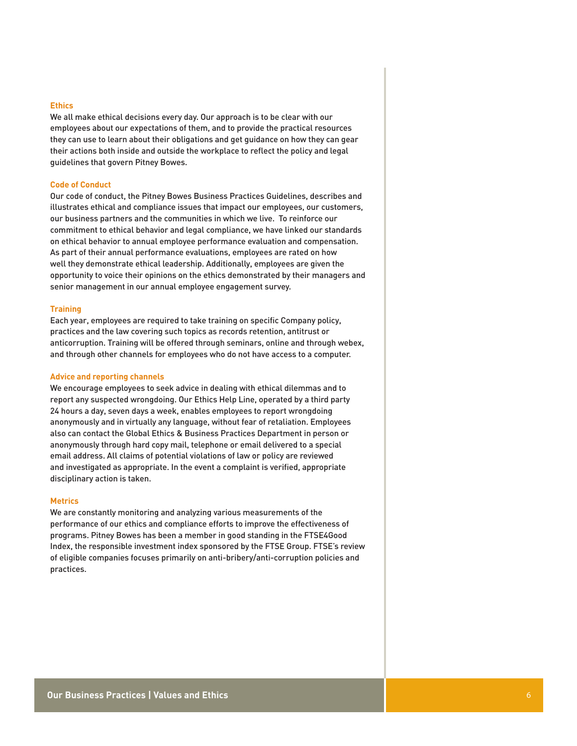### Ethics

We all make ethical decisions every day. Our approach is to be clear with our employees about our expectations of them, and to provide the practical resources they can use to learn about their obligations and get guidance on how they can gear their actions both inside and outside the workplace to reflect the policy and legal guidelines that govern Pitney Bowes.

### Code of Conduct

Our code of conduct, the Pitney Bowes Business Practices Guidelines, describes and illustrates ethical and compliance issues that impact our employees, our customers, our business partners and the communities in which we live. To reinforce our commitment to ethical behavior and legal compliance, we have linked our standards on ethical behavior to annual employee performance evaluation and compensation. As part of their annual performance evaluations, employees are rated on how well they demonstrate ethical leadership. Additionally, employees are given the opportunity to voice their opinions on the ethics demonstrated by their managers and senior management in our annual employee engagement survey.

### Training

Each year, employees are required to take training on specific Company policy, practices and the law covering such topics as records retention, antitrust or anticorruption. Training will be offered through seminars, online and through webex, and through other channels for employees who do not have access to a computer.

### Advice and reporting channels

We encourage employees to seek advice in dealing with ethical dilemmas and to report any suspected wrongdoing. Our Ethics Help Line, operated by a third party 24 hours a day, seven days a week, enables employees to report wrongdoing anonymously and in virtually any language, without fear of retaliation. Employees also can contact the Global Ethics & Business Practices Department in person or anonymously through hard copy mail, telephone or email delivered to a special email address. All claims of potential violations of law or policy are reviewed and investigated as appropriate. In the event a complaint is verified, appropriate disciplinary action is taken.

### Metrics

We are constantly monitoring and analyzing various measurements of the performance of our ethics and compliance efforts to improve the effectiveness of programs. Pitney Bowes has been a member in good standing in the FTSE4Good Index, the responsible investment index sponsored by the FTSE Group. FTSE's review of eligible companies focuses primarily on anti-bribery/anti-corruption policies and practices.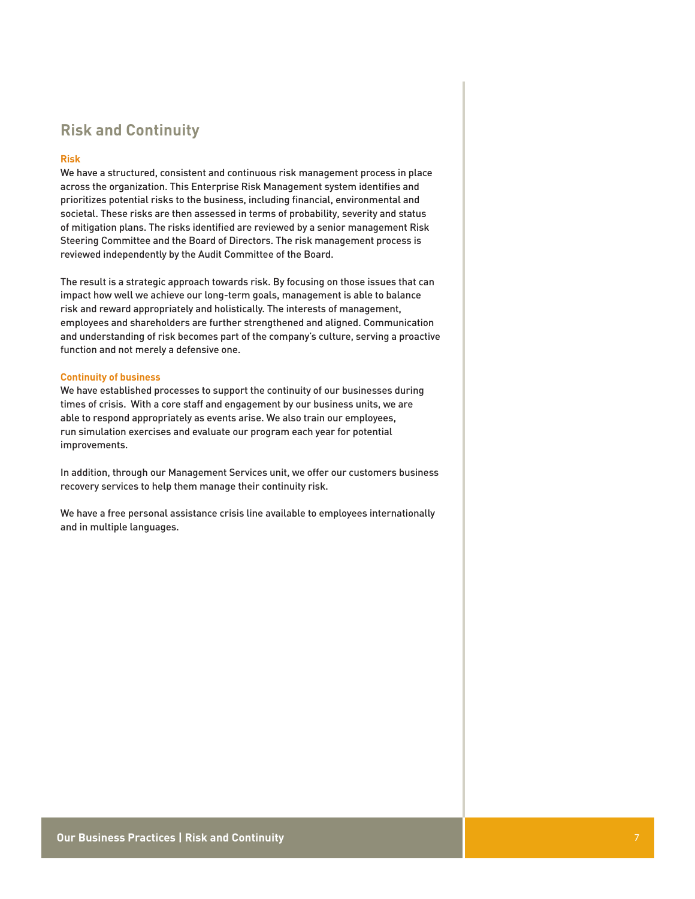## Risk and Continuity

### Risk

We have a structured, consistent and continuous risk management process in place across the organization. This Enterprise Risk Management system identifies and prioritizes potential risks to the business, including financial, environmental and societal. These risks are then assessed in terms of probability, severity and status of mitigation plans. The risks identified are reviewed by a senior management Risk Steering Committee and the Board of Directors. The risk management process is reviewed independently by the Audit Committee of the Board.

The result is a strategic approach towards risk. By focusing on those issues that can impact how well we achieve our long-term goals, management is able to balance risk and reward appropriately and holistically. The interests of management, employees and shareholders are further strengthened and aligned. Communication and understanding of risk becomes part of the company's culture, serving a proactive function and not merely a defensive one.

### Continuity of business

We have established processes to support the continuity of our businesses during times of crisis. With a core staff and engagement by our business units, we are able to respond appropriately as events arise. We also train our employees, run simulation exercises and evaluate our program each year for potential improvements.

In addition, through our Management Services unit, we offer our customers business recovery services to help them manage their continuity risk.

We have a free personal assistance crisis line available to employees internationally and in multiple languages.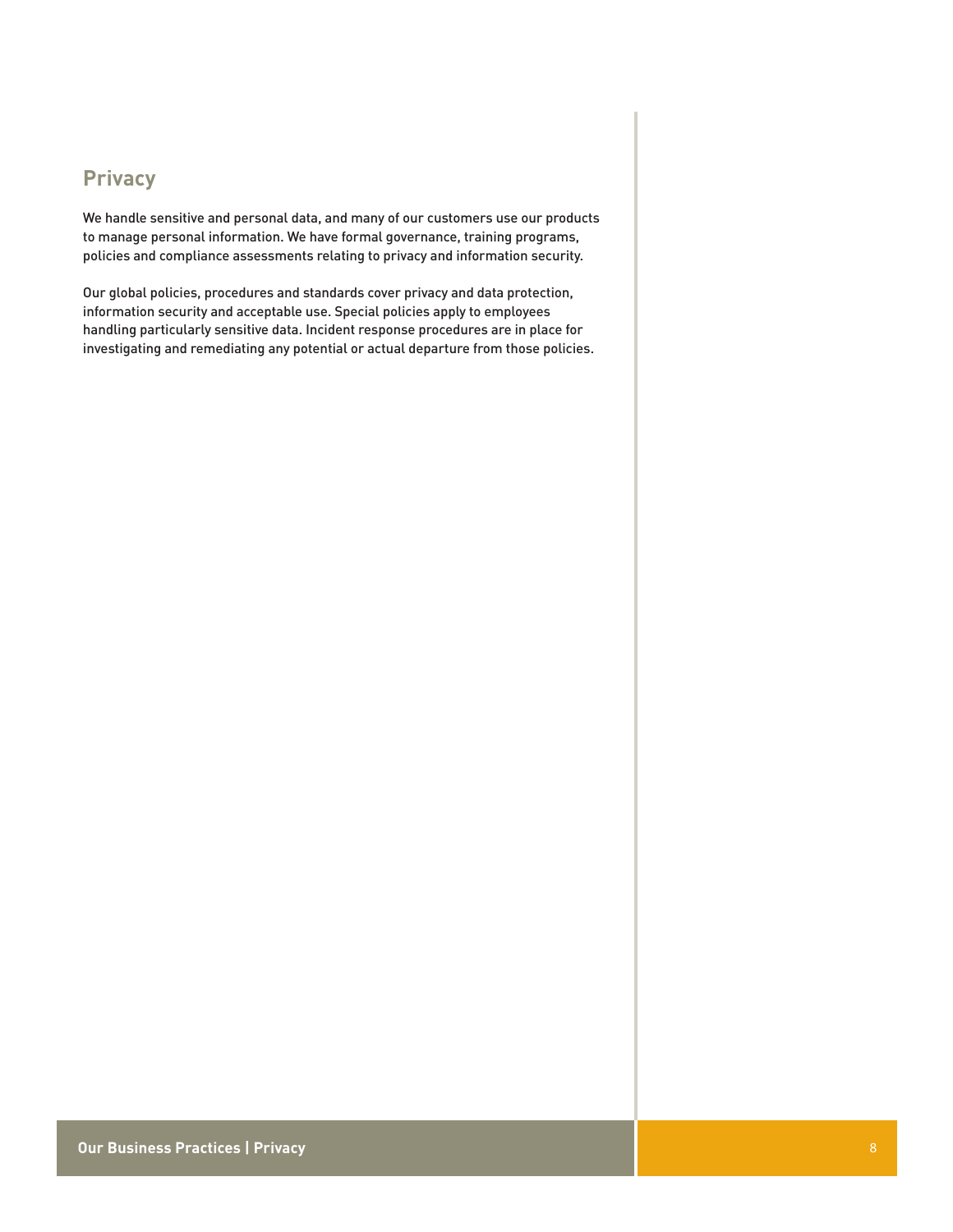## Privacy

We handle sensitive and personal data, and many of our customers use our products to manage personal information. We have formal governance, training programs, policies and compliance assessments relating to privacy and information security.

Our global policies, procedures and standards cover privacy and data protection, information security and acceptable use. Special policies apply to employees handling particularly sensitive data. Incident response procedures are in place for investigating and remediating any potential or actual departure from those policies.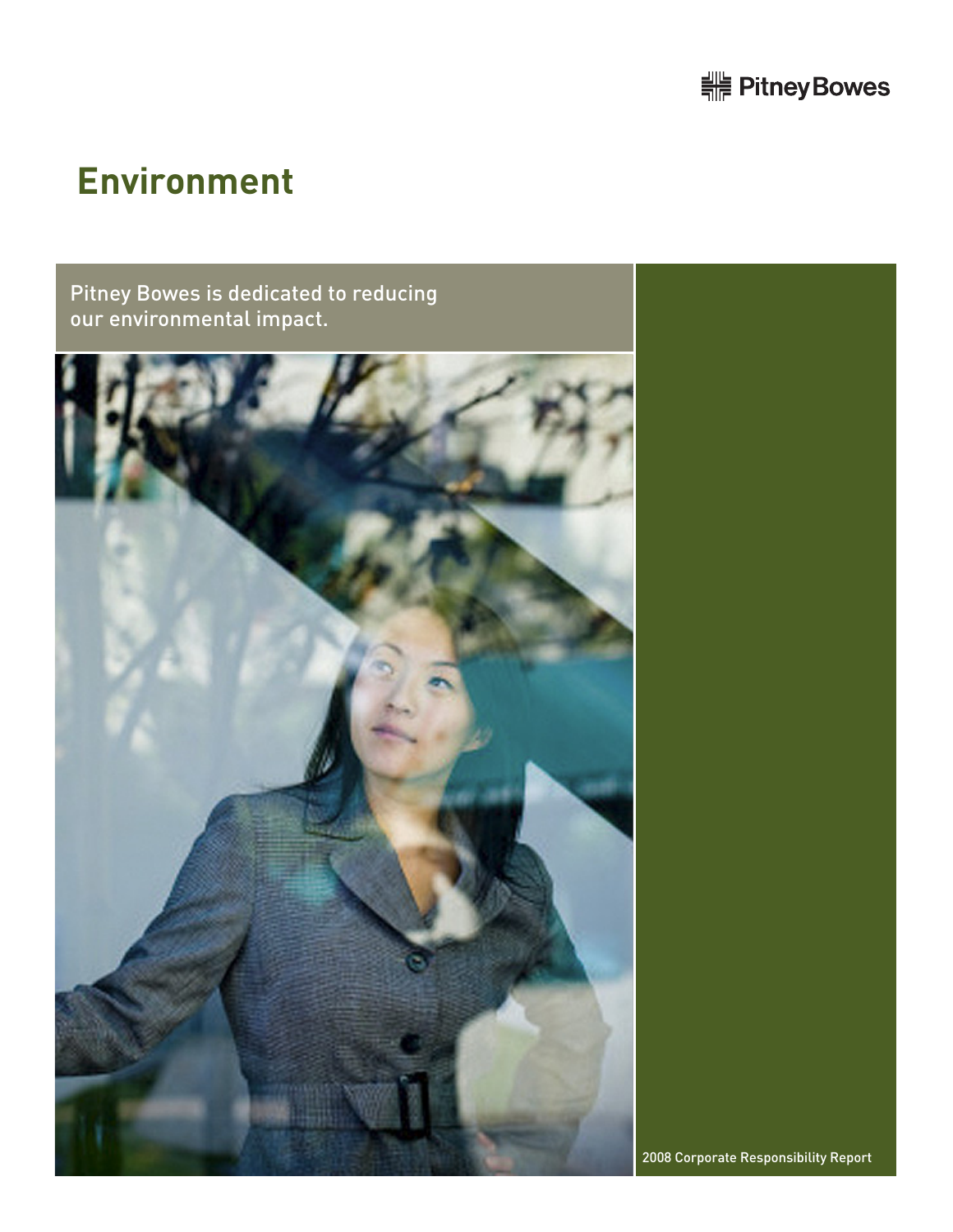# Environment

Pitney Bowes is dedicated to reducing our environmental impact.

2008 Corporate Responsibility Report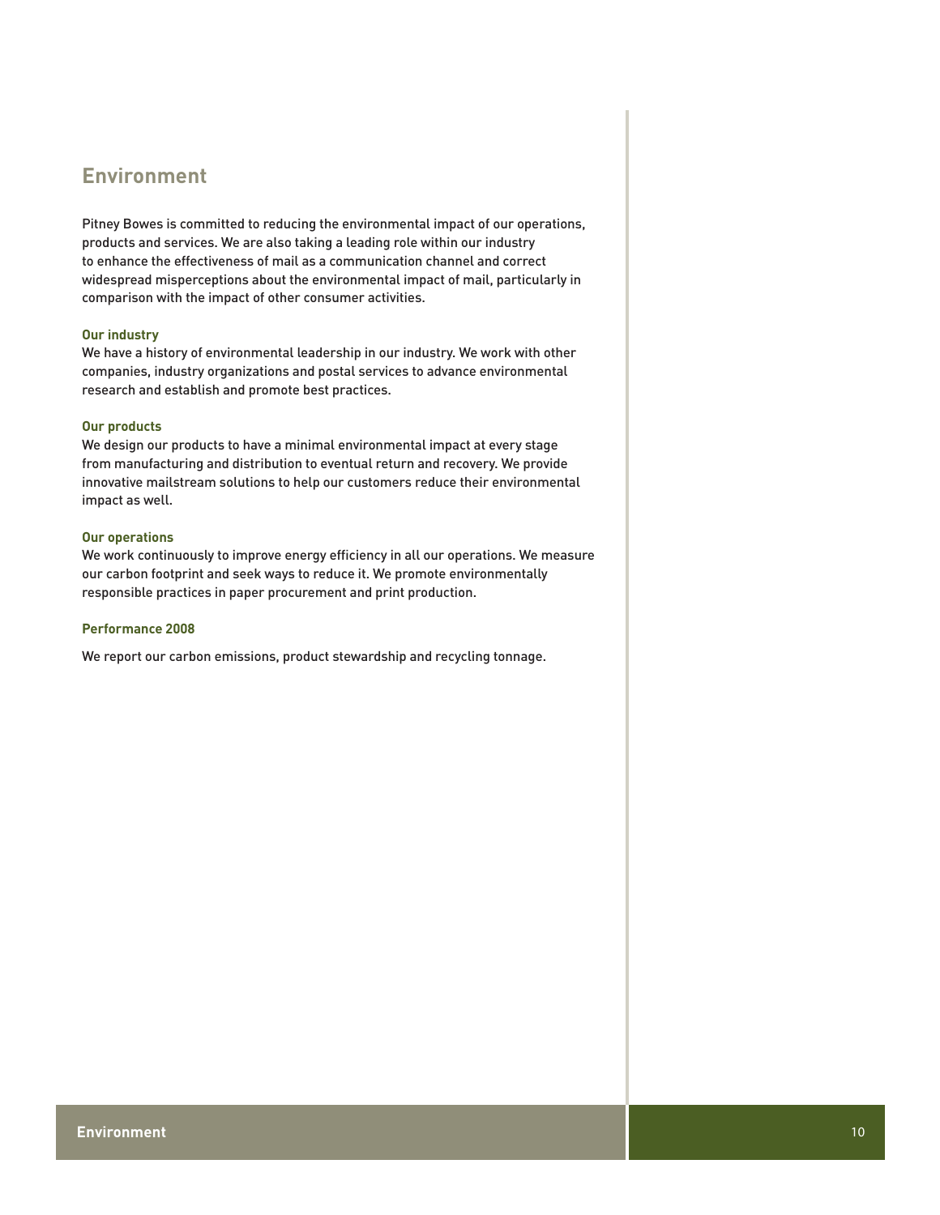# Environment

Pitney Bowes is committed to reducing the environmental impact of our operations, products and services. We are also taking a leading role within our industry to enhance the effectiveness of mail as a communication channel and correct widespread misperceptions about the environmental impact of mail, particularly in comparison with the impact of other consumer activities.

### Our industry

We have a history of environmental leadership in our industry. We work with other companies, industry organizations and postal services to advance environmental research and establish and promote best practices.

### Our products

We design our products to have a minimal environmental impact at every stage from manufacturing and distribution to eventual return and recovery. We provide innovative mailstream solutions to help our customers reduce their environmental impact as well.

### Our operations

We work continuously to improve energy efficiency in all our operations. We measure our carbon footprint and seek ways to reduce it. We promote environmentally responsible practices in paper procurement and print production.

### Performance 2008

We report our carbon emissions, product stewardship and recycling tonnage.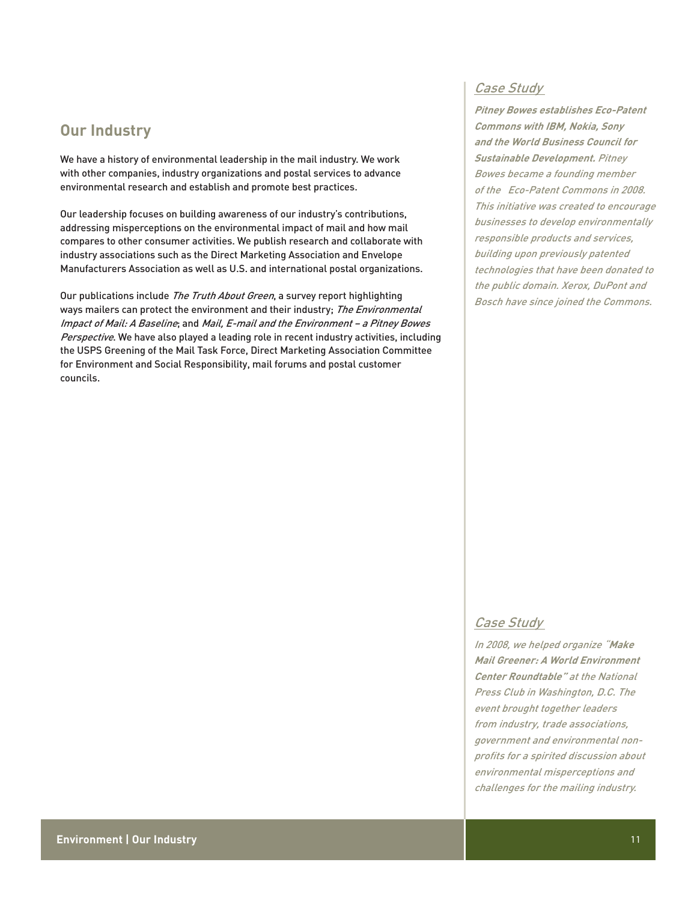## Our Industry

We have a history of environmental leadership in the mail industry. We work with other companies, industry organizations and postal services to advance environmental research and establish and promote best practices.

Our leadership focuses on building awareness of our industry's contributions, addressing misperceptions on the environmental impact of mail and how mail compares to other consumer activities. We publish research and collaborate with industry associations such as the Direct Marketing Association and Envelope Manufacturers Association as well as U.S. and international postal organizations.

Our publications include *The Truth About Green*, a survey report highlighting ways mailers can protect the environment and their industry; *The Environmental Impact of Mail: A Baseline*; and *Mail, E-mail and the Environment – a Pitney Bowes Perspective*. We have also played a leading role in recent industry activities, including the USPS Greening of the Mail Task Force, Direct Marketing Association Committee for Environment and Social Responsibility, mail forums and postal customer councils.

### Case Study

***Pitney Bowes establishes Eco-Patent Commons with IBM, Nokia, Sony and the World Business Council for Sustainable Development.*** *Pitney Bowes became a founding member of the Eco-Patent Commons in 2008. This initiative was created to encourage businesses to develop environmentally responsible products and services, building upon previously patented technologies that have been donated to the public domain. Xerox, DuPont and Bosch have since joined the Commons.*

### Case Study

*In 2008, we helped organize "**Make Mail Greener: A World Environment Center Roundtable**" at the National Press Club in Washington, D.C. The event brought together leaders from industry, trade associations, government and environmental non-profits for a spirited discussion about environmental misperceptions and challenges for the mailing industry.*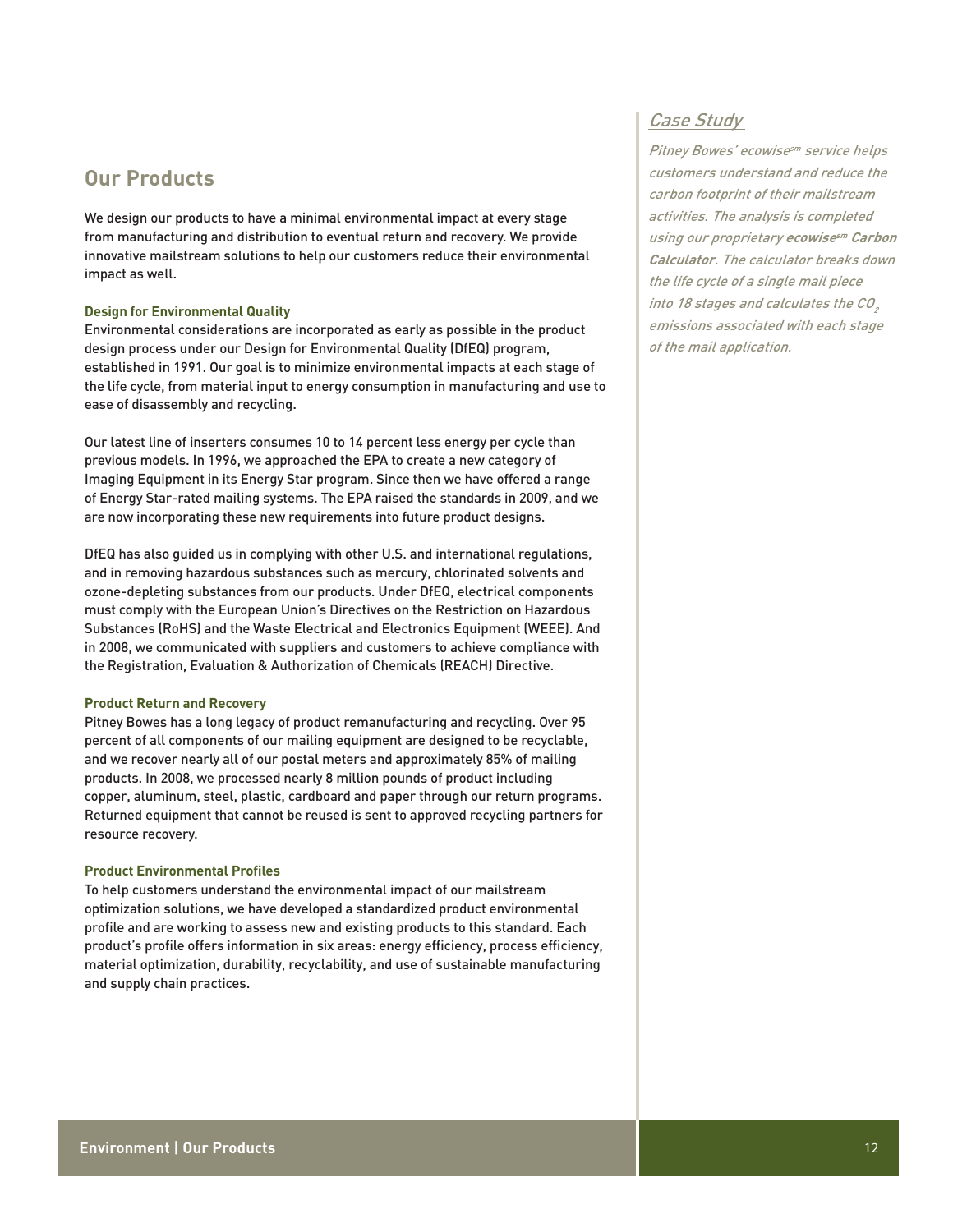## Our Products

We design our products to have a minimal environmental impact at every stage from manufacturing and distribution to eventual return and recovery. We provide innovative mailstream solutions to help our customers reduce their environmental impact as well.

### Design for Environmental Quality

Environmental considerations are incorporated as early as possible in the product design process under our Design for Environmental Quality (DfEQ) program, established in 1991. Our goal is to minimize environmental impacts at each stage of the life cycle, from material input to energy consumption in manufacturing and use to ease of disassembly and recycling.

Our latest line of inserters consumes 10 to 14 percent less energy per cycle than previous models. In 1996, we approached the EPA to create a new category of Imaging Equipment in its Energy Star program. Since then we have offered a range of Energy Star-rated mailing systems. The EPA raised the standards in 2009, and we are now incorporating these new requirements into future product designs.

DfEQ has also guided us in complying with other U.S. and international regulations, and in removing hazardous substances such as mercury, chlorinated solvents and ozone-depleting substances from our products. Under DfEQ, electrical components must comply with the European Union's Directives on the Restriction on Hazardous Substances (RoHS) and the Waste Electrical and Electronics Equipment (WEEE). And in 2008, we communicated with suppliers and customers to achieve compliance with the Registration, Evaluation & Authorization of Chemicals (REACH) Directive.

### Product Return and Recovery

Pitney Bowes has a long legacy of product remanufacturing and recycling. Over 95 percent of all components of our mailing equipment are designed to be recyclable, and we recover nearly all of our postal meters and approximately 85% of mailing products. In 2008, we processed nearly 8 million pounds of product including copper, aluminum, steel, plastic, cardboard and paper through our return programs. Returned equipment that cannot be reused is sent to approved recycling partners for resource recovery.

### Product Environmental Profiles

To help customers understand the environmental impact of our mailstream optimization solutions, we have developed a standardized product environmental profile and are working to assess new and existing products to this standard. Each product's profile offers information in six areas: energy efficiency, process efficiency, material optimization, durability, recyclability, and use of sustainable manufacturing and supply chain practices.

### Case Study

*Pitney Bowes' ecowise[sm] service helps customers understand and reduce the carbon footprint of their mailstream activities. The analysis is completed using our proprietary **ecowise[sm] Carbon Calculator**. The calculator breaks down the life cycle of a single mail piece into 18 stages and calculates the $CO_2$ emissions associated with each stage of the mail application.*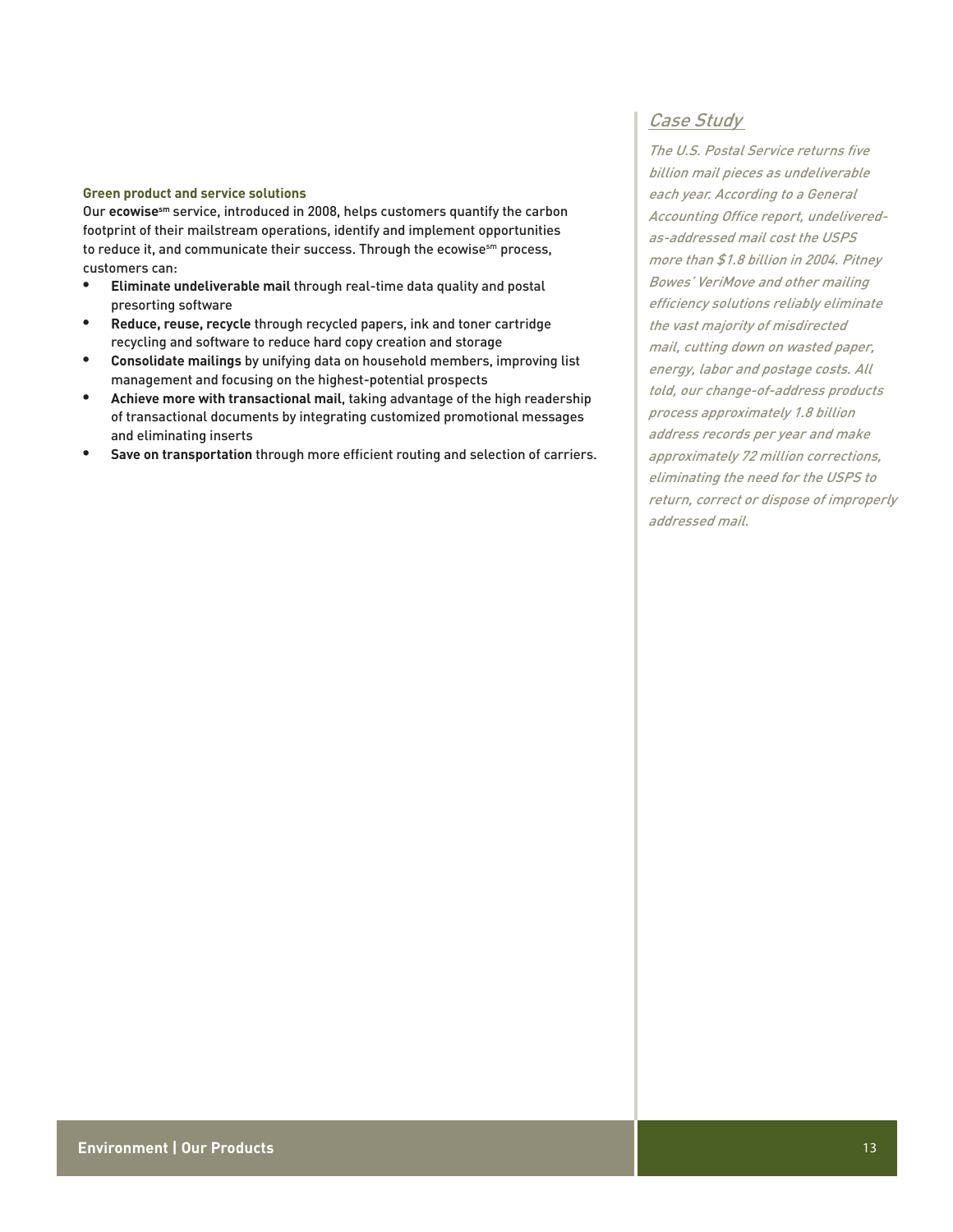### Green product and service solutions

Our **ecowise**[sm] service, introduced in 2008, helps customers quantify the carbon footprint of their mailstream operations, identify and implement opportunities to reduce it, and communicate their success. Through the ecowise[sm] process, customers can:

- **Eliminate undeliverable mail** through real-time data quality and postal presorting software
- **Reduce, reuse, recycle** through recycled papers, ink and toner cartridge recycling and software to reduce hard copy creation and storage
- **Consolidate mailings** by unifying data on household members, improving list management and focusing on the highest-potential prospects
- **Achieve more with transactional mail**, taking advantage of the high readership of transactional documents by integrating customized promotional messages and eliminating inserts
- **Save on transportation** through more efficient routing and selection of carriers.

## *Case Study*

*The U.S. Postal Service returns five billion mail pieces as undeliverable each year. According to a General Accounting Office report, undelivered-as-addressed mail cost the USPS more than $1.8 billion in 2004. Pitney Bowes' VeriMove and other mailing efficiency solutions reliably eliminate the vast majority of misdirected mail, cutting down on wasted paper, energy, labor and postage costs. All told, our change-of-address products process approximately 1.8 billion address records per year and make approximately 72 million corrections, eliminating the need for the USPS to return, correct or dispose of improperly addressed mail.*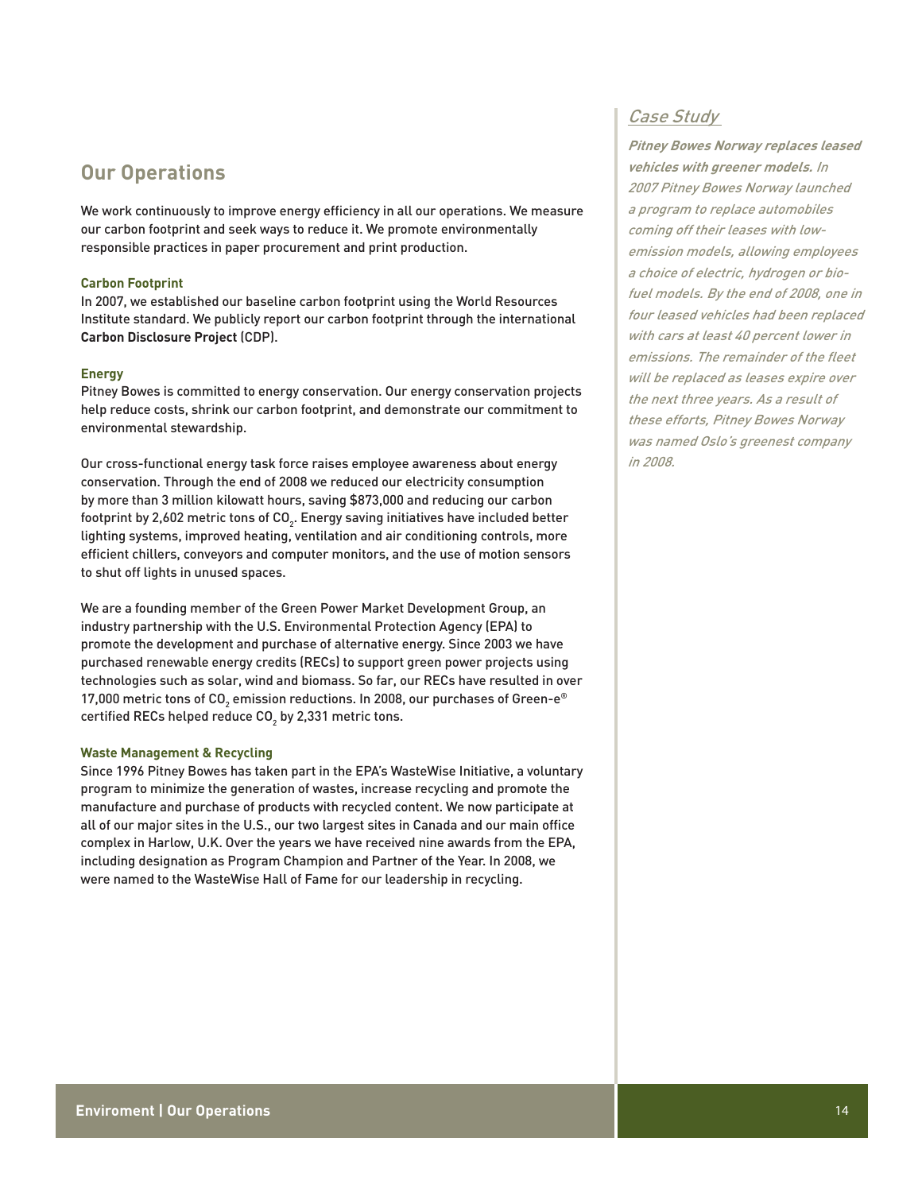## Our Operations

We work continuously to improve energy efficiency in all our operations. We measure our carbon footprint and seek ways to reduce it. We promote environmentally responsible practices in paper procurement and print production.

### Carbon Footprint

In 2007, we established our baseline carbon footprint using the World Resources Institute standard. We publicly report our carbon footprint through the international **Carbon Disclosure Project** (CDP).

### Energy

Pitney Bowes is committed to energy conservation. Our energy conservation projects help reduce costs, shrink our carbon footprint, and demonstrate our commitment to environmental stewardship.

Our cross-functional energy task force raises employee awareness about energy conservation. Through the end of 2008 we reduced our electricity consumption by more than 3 million kilowatt hours, saving $873,000 and reducing our carbon footprint by 2,602 metric tons of $CO_2$. Energy saving initiatives have included better lighting systems, improved heating, ventilation and air conditioning controls, more efficient chillers, conveyors and computer monitors, and the use of motion sensors to shut off lights in unused spaces.

We are a founding member of the Green Power Market Development Group, an industry partnership with the U.S. Environmental Protection Agency (EPA) to promote the development and purchase of alternative energy. Since 2003 we have purchased renewable energy credits (RECs) to support green power projects using technologies such as solar, wind and biomass. So far, our RECs have resulted in over 17,000 metric tons of $CO_2$ emission reductions. In 2008, our purchases of Green-e® certified RECs helped reduce $CO_2$ by 2,331 metric tons.

### Waste Management & Recycling

Since 1996 Pitney Bowes has taken part in the EPA's WasteWise Initiative, a voluntary program to minimize the generation of wastes, increase recycling and promote the manufacture and purchase of products with recycled content. We now participate at all of our major sites in the U.S., our two largest sites in Canada and our main office complex in Harlow, U.K. Over the years we have received nine awards from the EPA, including designation as Program Champion and Partner of the Year. In 2008, we were named to the WasteWise Hall of Fame for our leadership in recycling.

### *Case Study*

***Pitney Bowes Norway replaces leased vehicles with greener models.*** *In 2007 Pitney Bowes Norway launched a program to replace automobiles coming off their leases with low-emission models, allowing employees a choice of electric, hydrogen or bio-fuel models. By the end of 2008, one in four leased vehicles had been replaced with cars at least 40 percent lower in emissions. The remainder of the fleet will be replaced as leases expire over the next three years. As a result of these efforts, Pitney Bowes Norway was named Oslo's greenest company in 2008.*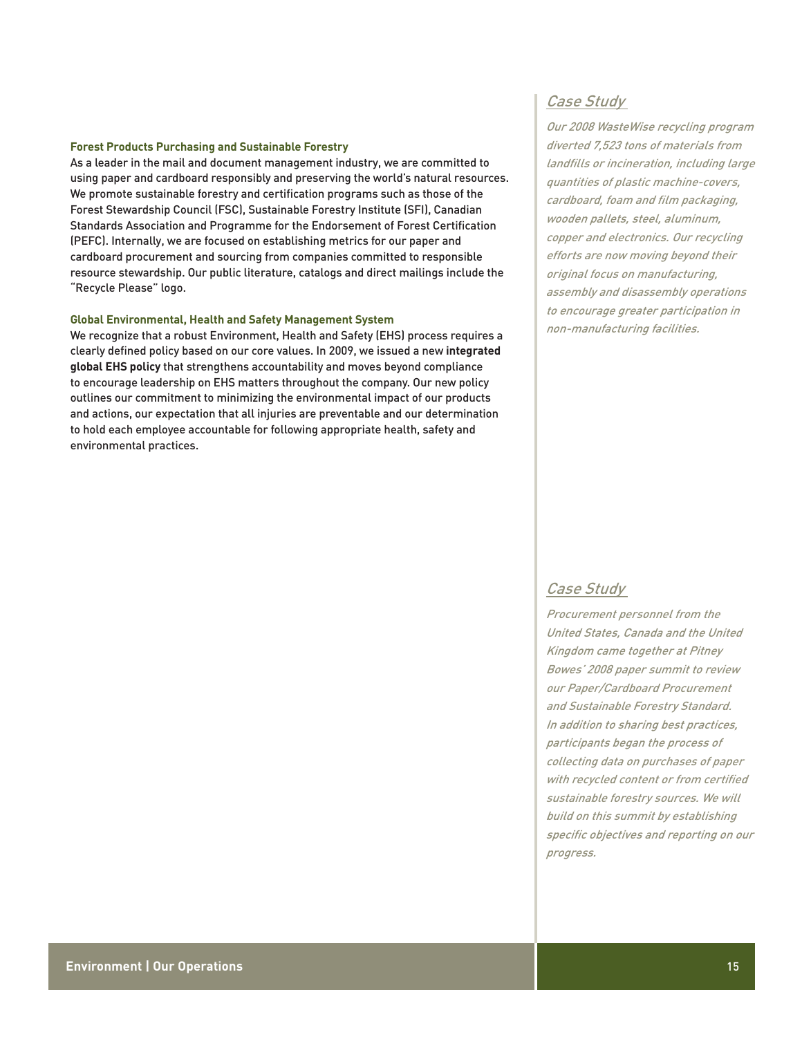### Forest Products Purchasing and Sustainable Forestry

As a leader in the mail and document management industry, we are committed to using paper and cardboard responsibly and preserving the world's natural resources. We promote sustainable forestry and certification programs such as those of the Forest Stewardship Council (FSC), Sustainable Forestry Institute (SFI), Canadian Standards Association and Programme for the Endorsement of Forest Certification (PEFC). Internally, we are focused on establishing metrics for our paper and cardboard procurement and sourcing from companies committed to responsible resource stewardship. Our public literature, catalogs and direct mailings include the "Recycle Please" logo.

### Global Environmental, Health and Safety Management System

We recognize that a robust Environment, Health and Safety (EHS) process requires a clearly defined policy based on our core values. In 2009, we issued a new **integrated global EHS policy** that strengthens accountability and moves beyond compliance to encourage leadership on EHS matters throughout the company. Our new policy outlines our commitment to minimizing the environmental impact of our products and actions, our expectation that all injuries are preventable and our determination to hold each employee accountable for following appropriate health, safety and environmental practices.

## *Case Study*

*Our 2008 WasteWise recycling program diverted 7,523 tons of materials from landfills or incineration, including large quantities of plastic machine-covers, cardboard, foam and film packaging, wooden pallets, steel, aluminum, copper and electronics. Our recycling efforts are now moving beyond their original focus on manufacturing, assembly and disassembly operations to encourage greater participation in non-manufacturing facilities.*

## *Case Study*

*Procurement personnel from the United States, Canada and the United Kingdom came together at Pitney Bowes' 2008 paper summit to review our Paper/Cardboard Procurement and Sustainable Forestry Standard. In addition to sharing best practices, participants began the process of collecting data on purchases of paper with recycled content or from certified sustainable forestry sources. We will build on this summit by establishing specific objectives and reporting on our progress.*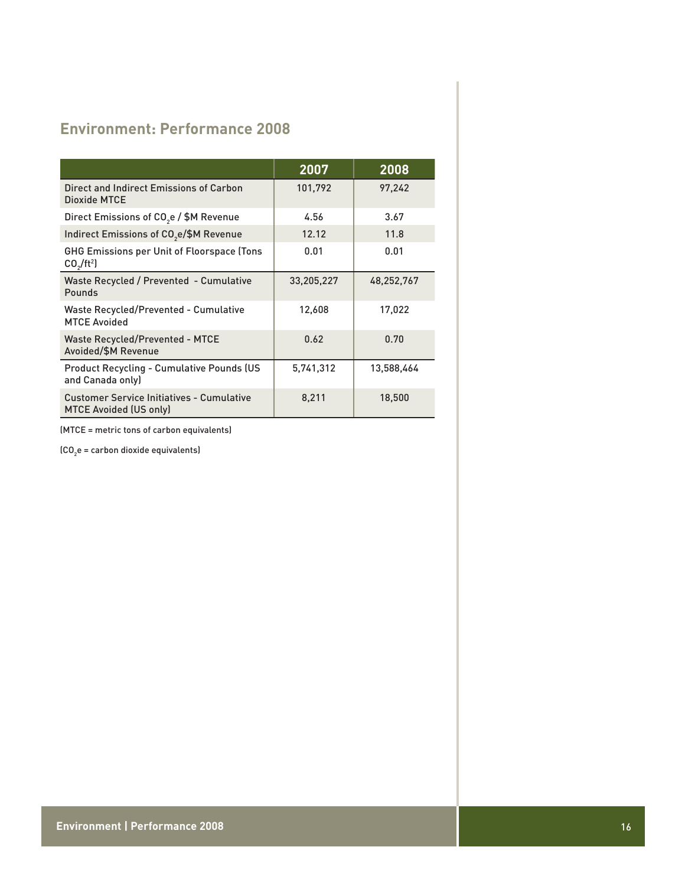## Environment: Performance 2008

| | 2007 | 2008 |
|---|---|---|
| Direct and Indirect Emissions of Carbon Dioxide MTCE | 101,792 | 97,242 |
| Direct Emissions of $CO_2e$ / $M Revenue | 4.56 | 3.67 |
| Indirect Emissions of $CO_2e$/$M Revenue | 12.12 | 11.8 |
| GHG Emissions per Unit of Floorspace (Tons $CO_2/ft^2$) | 0.01 | 0.01 |
| Waste Recycled / Prevented - Cumulative Pounds | 33,205,227 | 48,252,767 |
| Waste Recycled/Prevented - Cumulative MTCE Avoided | 12,608 | 17,022 |
| Waste Recycled/Prevented - MTCE Avoided/$M Revenue | 0.62 | 0.70 |
| Product Recycling - Cumulative Pounds (US and Canada only) | 5,741,312 | 13,588,464 |
| Customer Service Initiatives - Cumulative MTCE Avoided (US only) | 8,211 | 18,500 |

(MTCE = metric tons of carbon equivalents)

($CO_2e$ = carbon dioxide equivalents)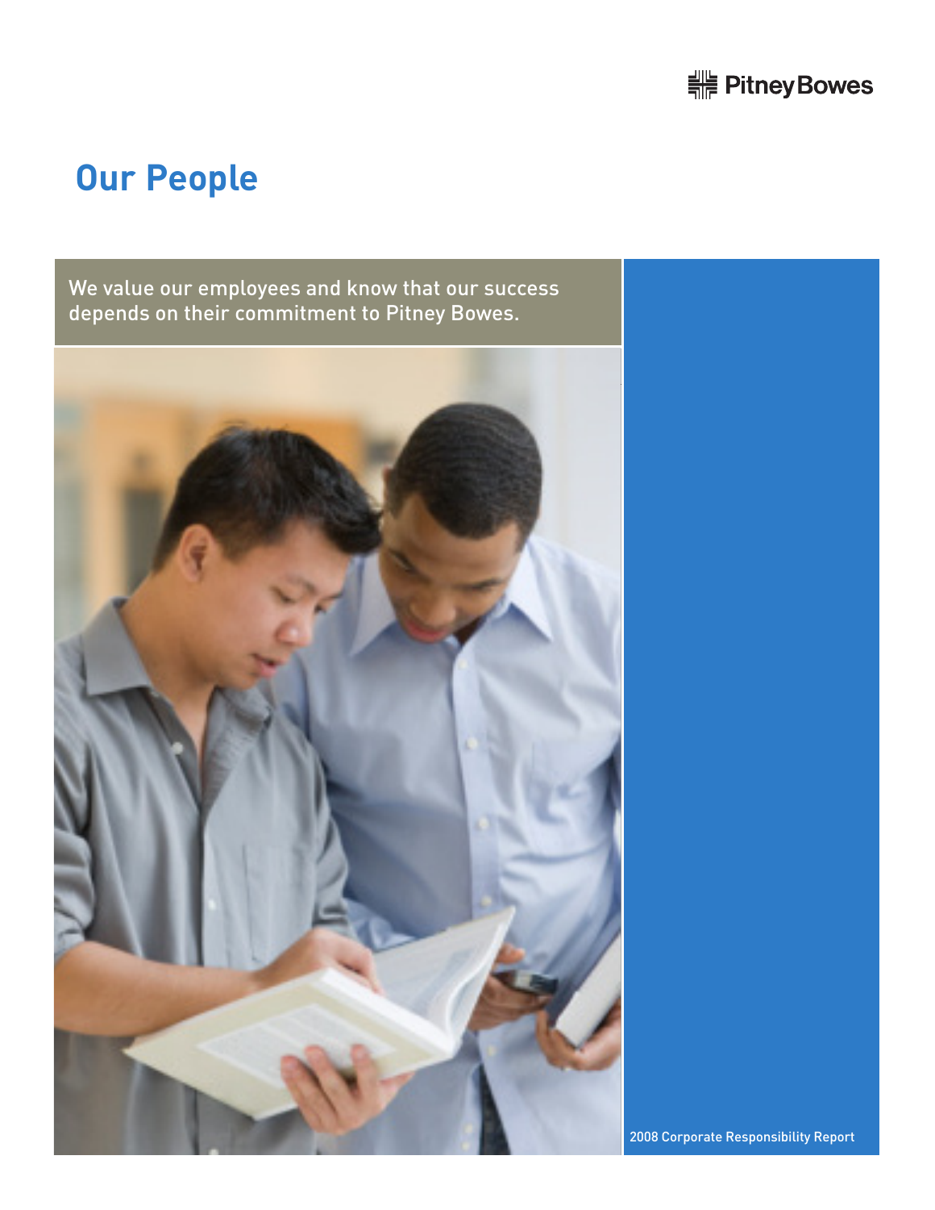# Our People

We value our employees and know that our success depends on their commitment to Pitney Bowes.

2008 Corporate Responsibility Report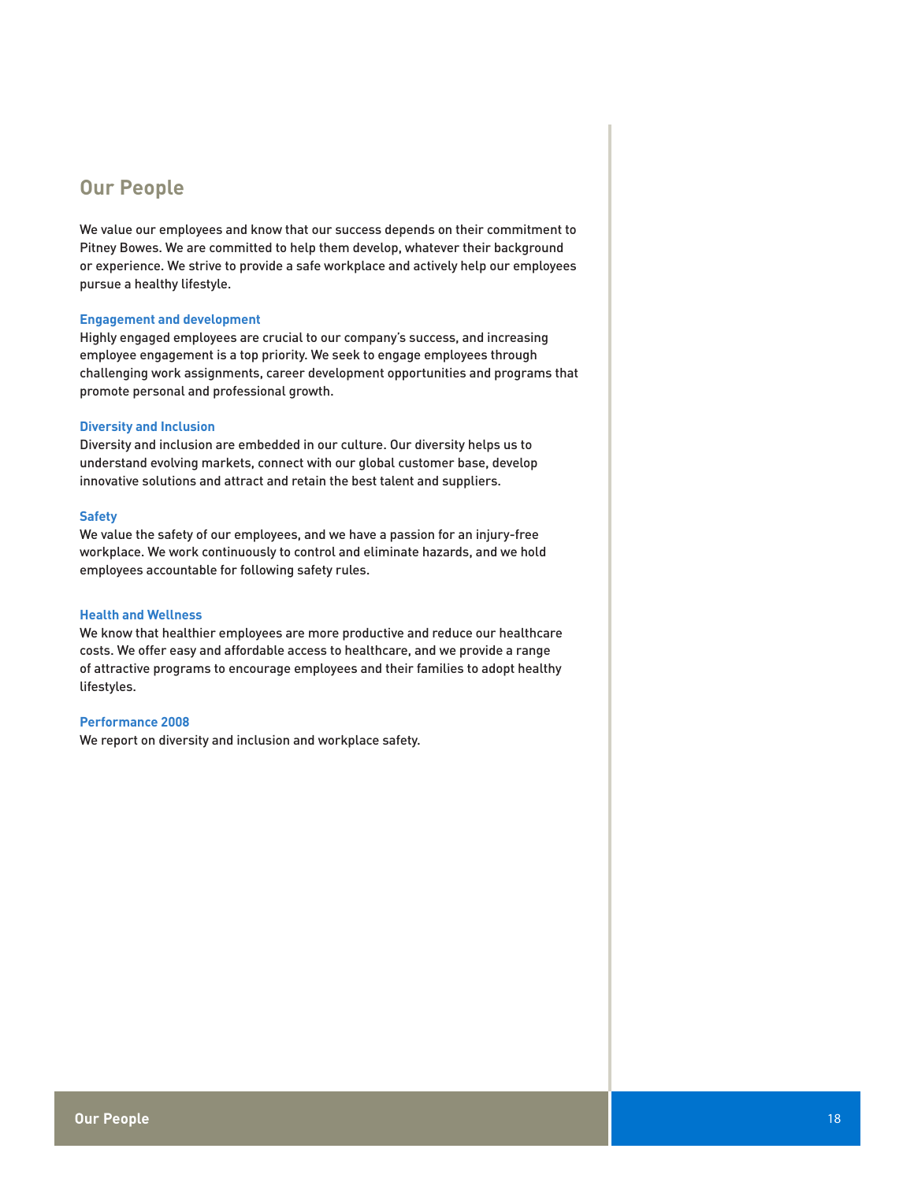## Our People

We value our employees and know that our success depends on their commitment to Pitney Bowes. We are committed to help them develop, whatever their background or experience. We strive to provide a safe workplace and actively help our employees pursue a healthy lifestyle.

### Engagement and development

Highly engaged employees are crucial to our company's success, and increasing employee engagement is a top priority. We seek to engage employees through challenging work assignments, career development opportunities and programs that promote personal and professional growth.

### Diversity and Inclusion

Diversity and inclusion are embedded in our culture. Our diversity helps us to understand evolving markets, connect with our global customer base, develop innovative solutions and attract and retain the best talent and suppliers.

### Safety

We value the safety of our employees, and we have a passion for an injury-free workplace. We work continuously to control and eliminate hazards, and we hold employees accountable for following safety rules.

### Health and Wellness

We know that healthier employees are more productive and reduce our healthcare costs. We offer easy and affordable access to healthcare, and we provide a range of attractive programs to encourage employees and their families to adopt healthy lifestyles.

### Performance 2008

We report on diversity and inclusion and workplace safety.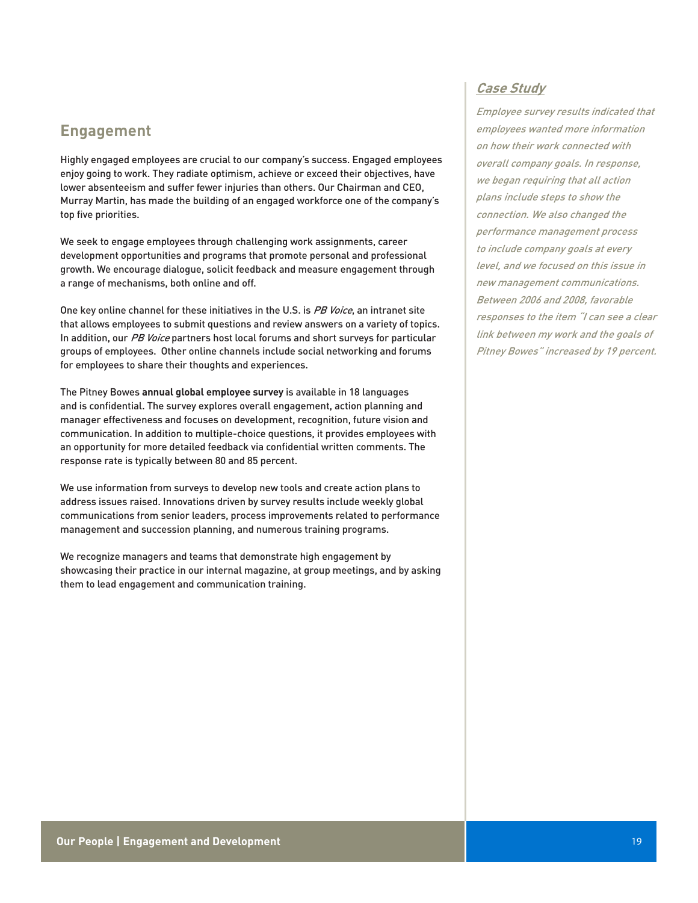## Engagement

Highly engaged employees are crucial to our company's success. Engaged employees enjoy going to work. They radiate optimism, achieve or exceed their objectives, have lower absenteeism and suffer fewer injuries than others. Our Chairman and CEO, Murray Martin, has made the building of an engaged workforce one of the company's top five priorities.

We seek to engage employees through challenging work assignments, career development opportunities and programs that promote personal and professional growth. We encourage dialogue, solicit feedback and measure engagement through a range of mechanisms, both online and off.

One key online channel for these initiatives in the U.S. is *PB Voice*, an intranet site that allows employees to submit questions and review answers on a variety of topics. In addition, our *PB Voice* partners host local forums and short surveys for particular groups of employees. Other online channels include social networking and forums for employees to share their thoughts and experiences.

The Pitney Bowes **annual global employee survey** is available in 18 languages and is confidential. The survey explores overall engagement, action planning and manager effectiveness and focuses on development, recognition, future vision and communication. In addition to multiple-choice questions, it provides employees with an opportunity for more detailed feedback via confidential written comments. The response rate is typically between 80 and 85 percent.

We use information from surveys to develop new tools and create action plans to address issues raised. Innovations driven by survey results include weekly global communications from senior leaders, process improvements related to performance management and succession planning, and numerous training programs.

We recognize managers and teams that demonstrate high engagement by showcasing their practice in our internal magazine, at group meetings, and by asking them to lead engagement and communication training.

### *Case Study*

*Employee survey results indicated that employees wanted more information on how their work connected with overall company goals. In response, we began requiring that all action plans include steps to show the connection. We also changed the performance management process to include company goals at every level, and we focused on this issue in new management communications. Between 2006 and 2008, favorable responses to the item "I can see a clear link between my work and the goals of Pitney Bowes" increased by 19 percent.*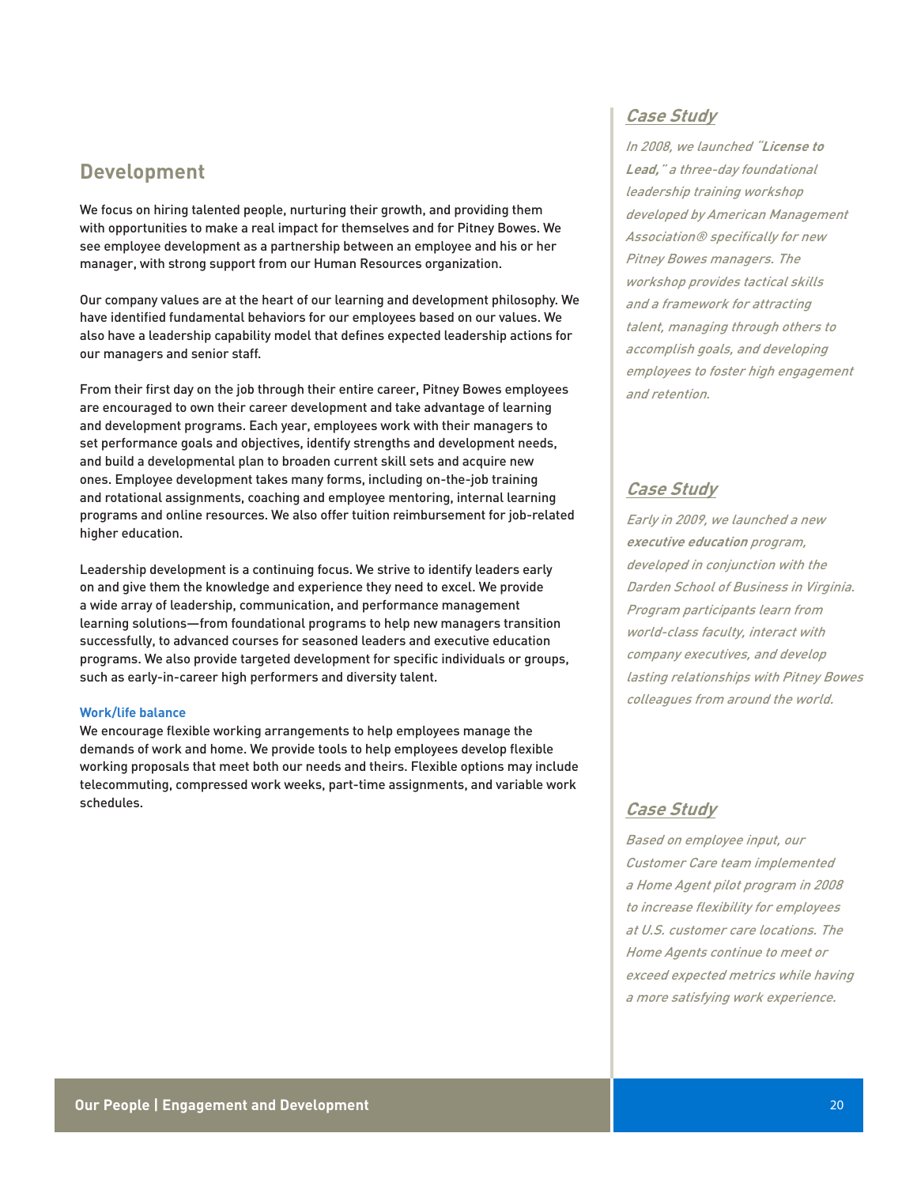## Development

We focus on hiring talented people, nurturing their growth, and providing them with opportunities to make a real impact for themselves and for Pitney Bowes. We see employee development as a partnership between an employee and his or her manager, with strong support from our Human Resources organization.

Our company values are at the heart of our learning and development philosophy. We have identified fundamental behaviors for our employees based on our values. We also have a leadership capability model that defines expected leadership actions for our managers and senior staff.

From their first day on the job through their entire career, Pitney Bowes employees are encouraged to own their career development and take advantage of learning and development programs. Each year, employees work with their managers to set performance goals and objectives, identify strengths and development needs, and build a developmental plan to broaden current skill sets and acquire new ones. Employee development takes many forms, including on-the-job training and rotational assignments, coaching and employee mentoring, internal learning programs and online resources. We also offer tuition reimbursement for job-related higher education.

Leadership development is a continuing focus. We strive to identify leaders early on and give them the knowledge and experience they need to excel. We provide a wide array of leadership, communication, and performance management learning solutions—from foundational programs to help new managers transition successfully, to advanced courses for seasoned leaders and executive education programs. We also provide targeted development for specific individuals or groups, such as early-in-career high performers and diversity talent.

### Work/life balance

We encourage flexible working arrangements to help employees manage the demands of work and home. We provide tools to help employees develop flexible working proposals that meet both our needs and theirs. Flexible options may include telecommuting, compressed work weeks, part-time assignments, and variable work schedules.

### Case Study

*In 2008, we launched "**License to Lead,**" a three-day foundational leadership training workshop developed by American Management Association® specifically for new Pitney Bowes managers. The workshop provides tactical skills and a framework for attracting talent, managing through others to accomplish goals, and developing employees to foster high engagement and retention.*

### Case Study

*Early in 2009, we launched a new **executive education** program, developed in conjunction with the Darden School of Business in Virginia. Program participants learn from world-class faculty, interact with company executives, and develop lasting relationships with Pitney Bowes colleagues from around the world.*

### Case Study

*Based on employee input, our Customer Care team implemented a Home Agent pilot program in 2008 to increase flexibility for employees at U.S. customer care locations. The Home Agents continue to meet or exceed expected metrics while having a more satisfying work experience.*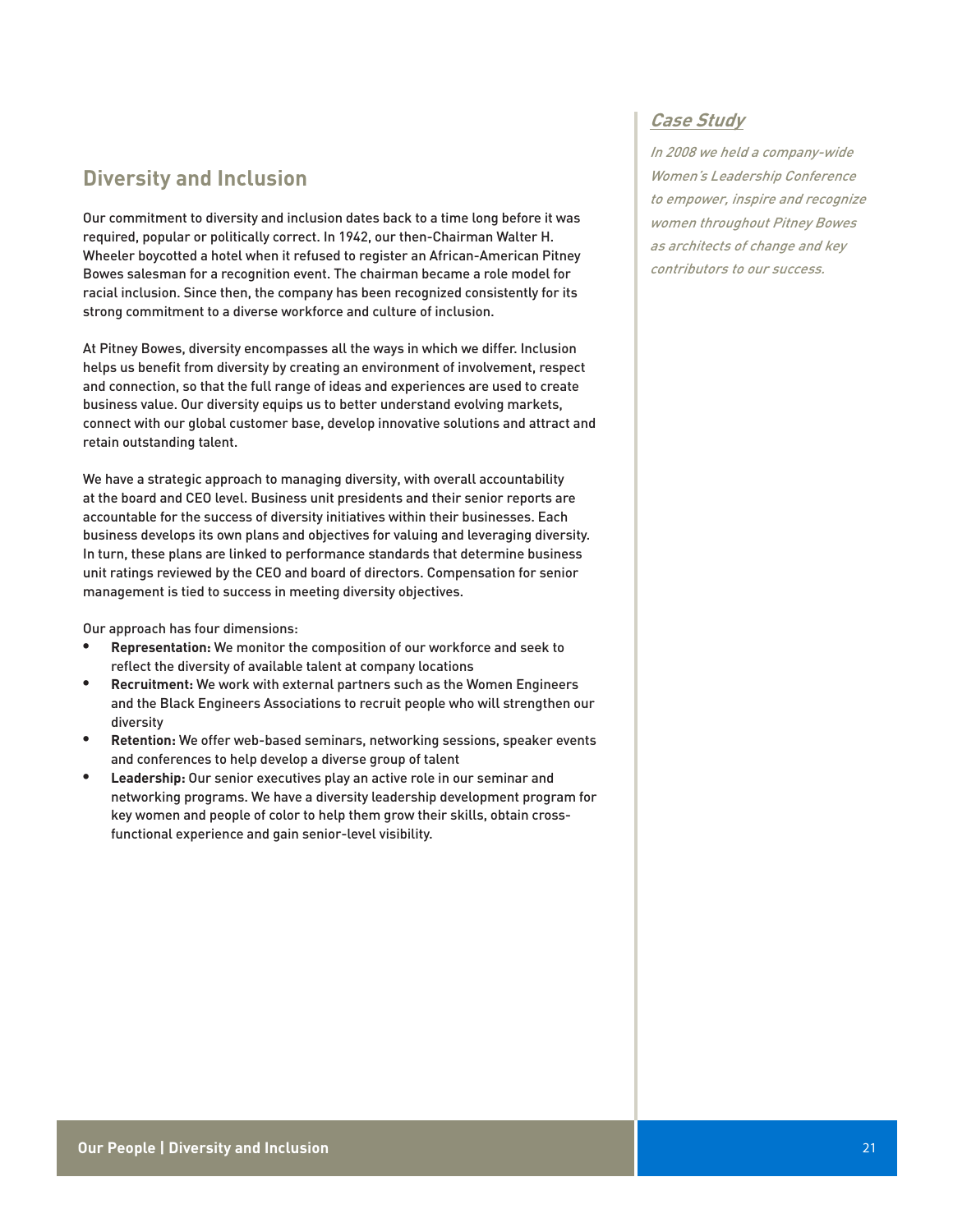## Diversity and Inclusion

Our commitment to diversity and inclusion dates back to a time long before it was required, popular or politically correct. In 1942, our then-Chairman Walter H. Wheeler boycotted a hotel when it refused to register an African-American Pitney Bowes salesman for a recognition event. The chairman became a role model for racial inclusion. Since then, the company has been recognized consistently for its strong commitment to a diverse workforce and culture of inclusion.

At Pitney Bowes, diversity encompasses all the ways in which we differ. Inclusion helps us benefit from diversity by creating an environment of involvement, respect and connection, so that the full range of ideas and experiences are used to create business value. Our diversity equips us to better understand evolving markets, connect with our global customer base, develop innovative solutions and attract and retain outstanding talent.

We have a strategic approach to managing diversity, with overall accountability at the board and CEO level. Business unit presidents and their senior reports are accountable for the success of diversity initiatives within their businesses. Each business develops its own plans and objectives for valuing and leveraging diversity. In turn, these plans are linked to performance standards that determine business unit ratings reviewed by the CEO and board of directors. Compensation for senior management is tied to success in meeting diversity objectives.

Our approach has four dimensions:

- **Representation:** We monitor the composition of our workforce and seek to reflect the diversity of available talent at company locations
- **Recruitment:** We work with external partners such as the Women Engineers and the Black Engineers Associations to recruit people who will strengthen our diversity
- **Retention:** We offer web-based seminars, networking sessions, speaker events and conferences to help develop a diverse group of talent
- **Leadership:** Our senior executives play an active role in our seminar and networking programs. We have a diversity leadership development program for key women and people of color to help them grow their skills, obtain cross-functional experience and gain senior-level visibility.

### *Case Study*

*In 2008 we held a company-wide Women's Leadership Conference to empower, inspire and recognize women throughout Pitney Bowes as architects of change and key contributors to our success.*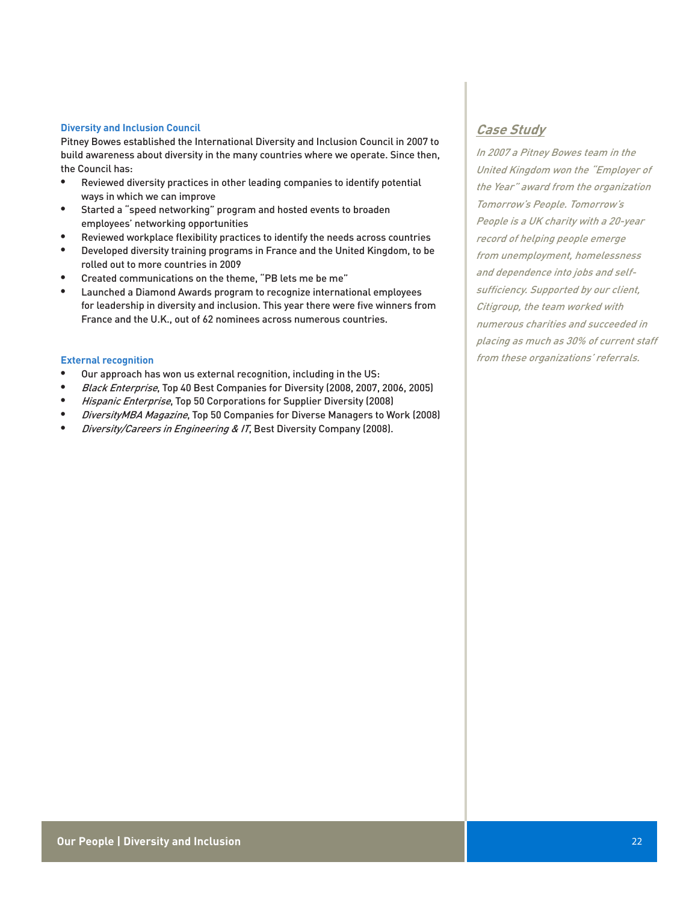### Diversity and Inclusion Council

Pitney Bowes established the International Diversity and Inclusion Council in 2007 to build awareness about diversity in the many countries where we operate. Since then, the Council has:

- Reviewed diversity practices in other leading companies to identify potential ways in which we can improve
- Started a "speed networking" program and hosted events to broaden employees' networking opportunities
- Reviewed workplace flexibility practices to identify the needs across countries
- Developed diversity training programs in France and the United Kingdom, to be rolled out to more countries in 2009
- Created communications on the theme, "PB lets me be me"
- Launched a Diamond Awards program to recognize international employees for leadership in diversity and inclusion. This year there were five winners from France and the U.K., out of 62 nominees across numerous countries.

### External recognition

- Our approach has won us external recognition, including in the US:
- *Black Enterprise*, Top 40 Best Companies for Diversity (2008, 2007, 2006, 2005)
- *Hispanic Enterprise*, Top 50 Corporations for Supplier Diversity (2008)
- *DiversityMBA Magazine*, Top 50 Companies for Diverse Managers to Work (2008)
- *Diversity/Careers in Engineering & IT*, Best Diversity Company (2008).

## *Case Study*

*In 2007 a Pitney Bowes team in the United Kingdom won the "Employer of the Year" award from the organization Tomorrow's People. Tomorrow's People is a UK charity with a 20-year record of helping people emerge from unemployment, homelessness and dependence into jobs and self-sufficiency. Supported by our client, Citigroup, the team worked with numerous charities and succeeded in placing as much as 30% of current staff from these organizations' referrals.*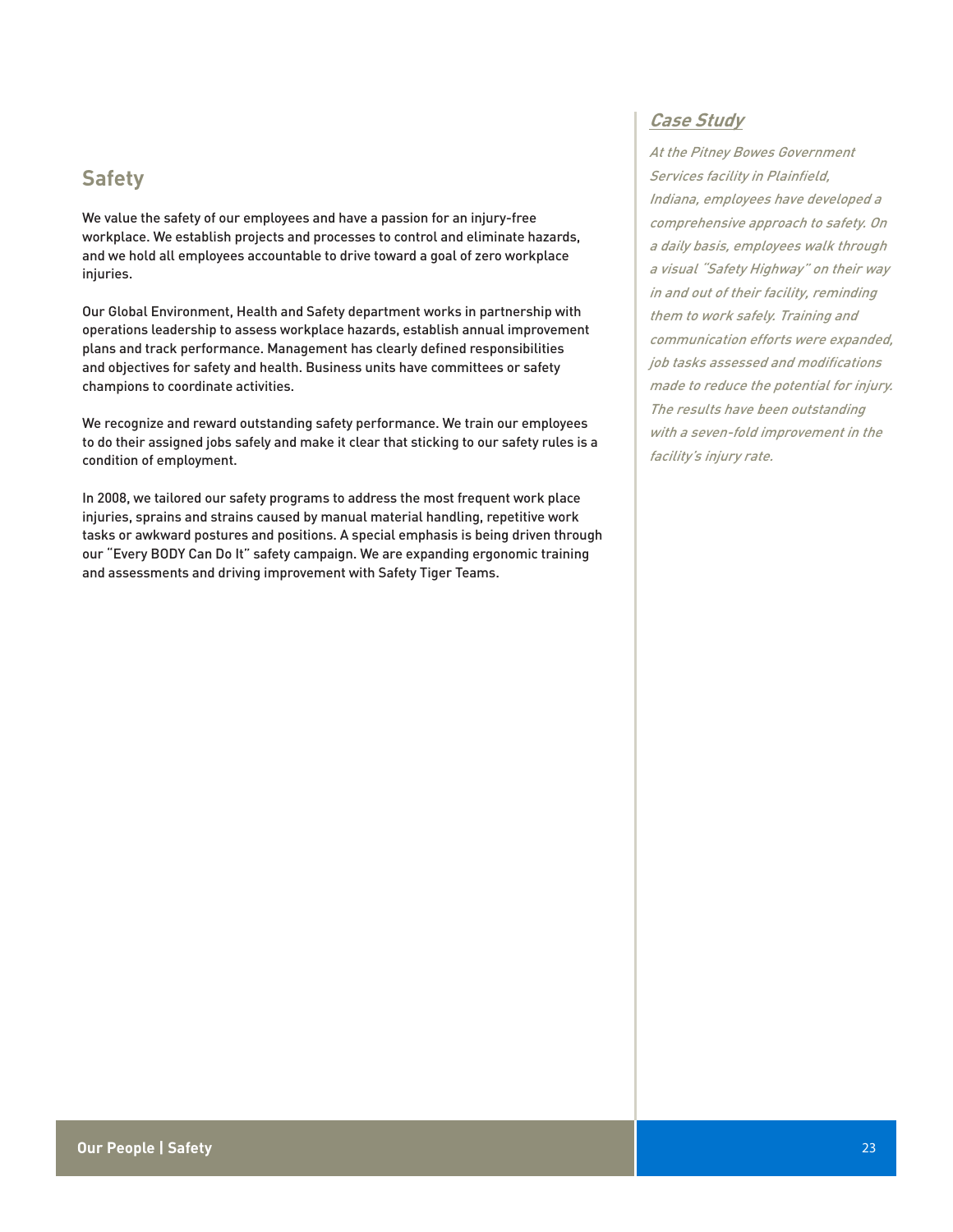## Safety

We value the safety of our employees and have a passion for an injury-free workplace. We establish projects and processes to control and eliminate hazards, and we hold all employees accountable to drive toward a goal of zero workplace injuries.

Our Global Environment, Health and Safety department works in partnership with operations leadership to assess workplace hazards, establish annual improvement plans and track performance. Management has clearly defined responsibilities and objectives for safety and health. Business units have committees or safety champions to coordinate activities.

We recognize and reward outstanding safety performance. We train our employees to do their assigned jobs safely and make it clear that sticking to our safety rules is a condition of employment.

In 2008, we tailored our safety programs to address the most frequent work place injuries, sprains and strains caused by manual material handling, repetitive work tasks or awkward postures and positions. A special emphasis is being driven through our "Every BODY Can Do It" safety campaign. We are expanding ergonomic training and assessments and driving improvement with Safety Tiger Teams.

### *Case Study*

*At the Pitney Bowes Government Services facility in Plainfield, Indiana, employees have developed a comprehensive approach to safety. On a daily basis, employees walk through a visual "Safety Highway" on their way in and out of their facility, reminding them to work safely. Training and communication efforts were expanded, job tasks assessed and modifications made to reduce the potential for injury. The results have been outstanding with a seven-fold improvement in the facility's injury rate.*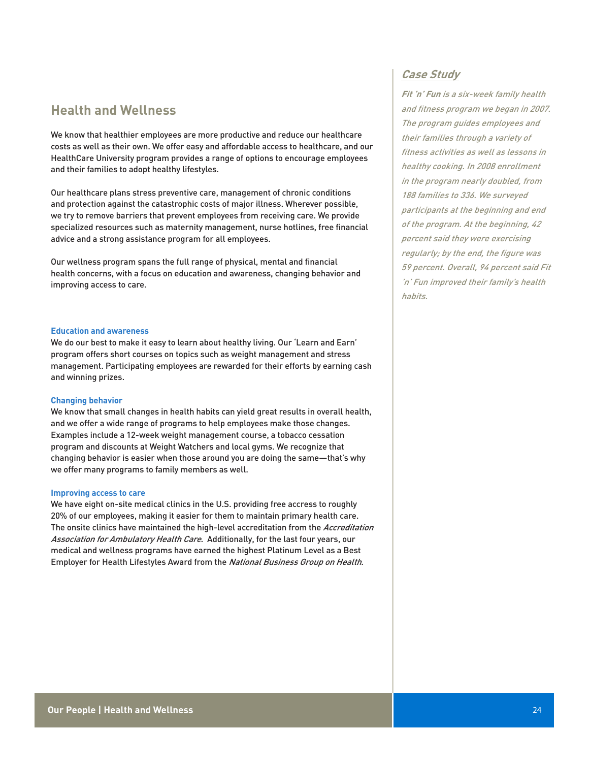## Health and Wellness

We know that healthier employees are more productive and reduce our healthcare costs as well as their own. We offer easy and affordable access to healthcare, and our HealthCare University program provides a range of options to encourage employees and their families to adopt healthy lifestyles.

Our healthcare plans stress preventive care, management of chronic conditions and protection against the catastrophic costs of major illness. Wherever possible, we try to remove barriers that prevent employees from receiving care. We provide specialized resources such as maternity management, nurse hotlines, free financial advice and a strong assistance program for all employees.

Our wellness program spans the full range of physical, mental and financial health concerns, with a focus on education and awareness, changing behavior and improving access to care.

### Education and awareness

We do our best to make it easy to learn about healthy living. Our 'Learn and Earn' program offers short courses on topics such as weight management and stress management. Participating employees are rewarded for their efforts by earning cash and winning prizes.

### Changing behavior

We know that small changes in health habits can yield great results in overall health, and we offer a wide range of programs to help employees make those changes. Examples include a 12-week weight management course, a tobacco cessation program and discounts at Weight Watchers and local gyms. We recognize that changing behavior is easier when those around you are doing the same—that's why we offer many programs to family members as well.

### Improving access to care

We have eight on-site medical clinics in the U.S. providing free access to roughly 20% of our employees, making it easier for them to maintain primary health care. The onsite clinics have maintained the high-level accreditation from the *Accreditation Association for Ambulatory Health Care*. Additionally, for the last four years, our medical and wellness programs have earned the highest Platinum Level as a Best Employer for Health Lifestyles Award from the *National Business Group on Health*.

### *Case Study*

***Fit 'n' Fun*** *is a six-week family health and fitness program we began in 2007. The program guides employees and their families through a variety of fitness activities as well as lessons in healthy cooking. In 2008 enrollment in the program nearly doubled, from 188 families to 336. We surveyed participants at the beginning and end of the program. At the beginning, 42 percent said they were exercising regularly; by the end, the figure was 59 percent. Overall, 94 percent said Fit 'n' Fun improved their family's health habits.*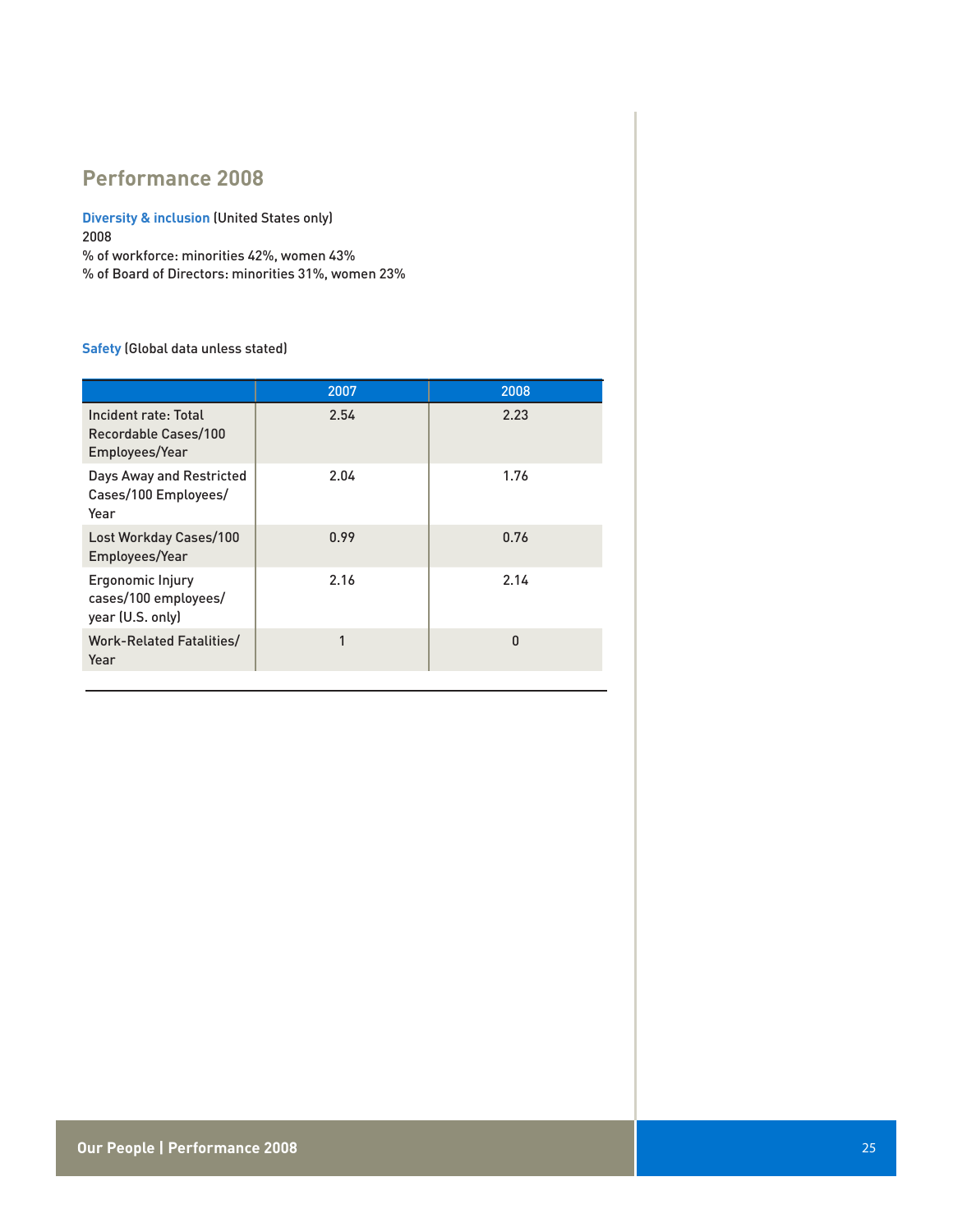## Performance 2008

**Diversity & inclusion** (United States only)
2008
% of workforce: minorities 42%, women 43%
% of Board of Directors: minorities 31%, women 23%

**Safety** (Global data unless stated)

| | 2007 | 2008 |
|---|---|---|
| Incident rate: Total Recordable Cases/100 Employees/Year | 2.54 | 2.23 |
| Days Away and Restricted Cases/100 Employees/Year | 2.04 | 1.76 |
| Lost Workday Cases/100 Employees/Year | 0.99 | 0.76 |
| Ergonomic Injury cases/100 employees/year (U.S. only) | 2.16 | 2.14 |
| Work-Related Fatalities/Year | 1 | 0 |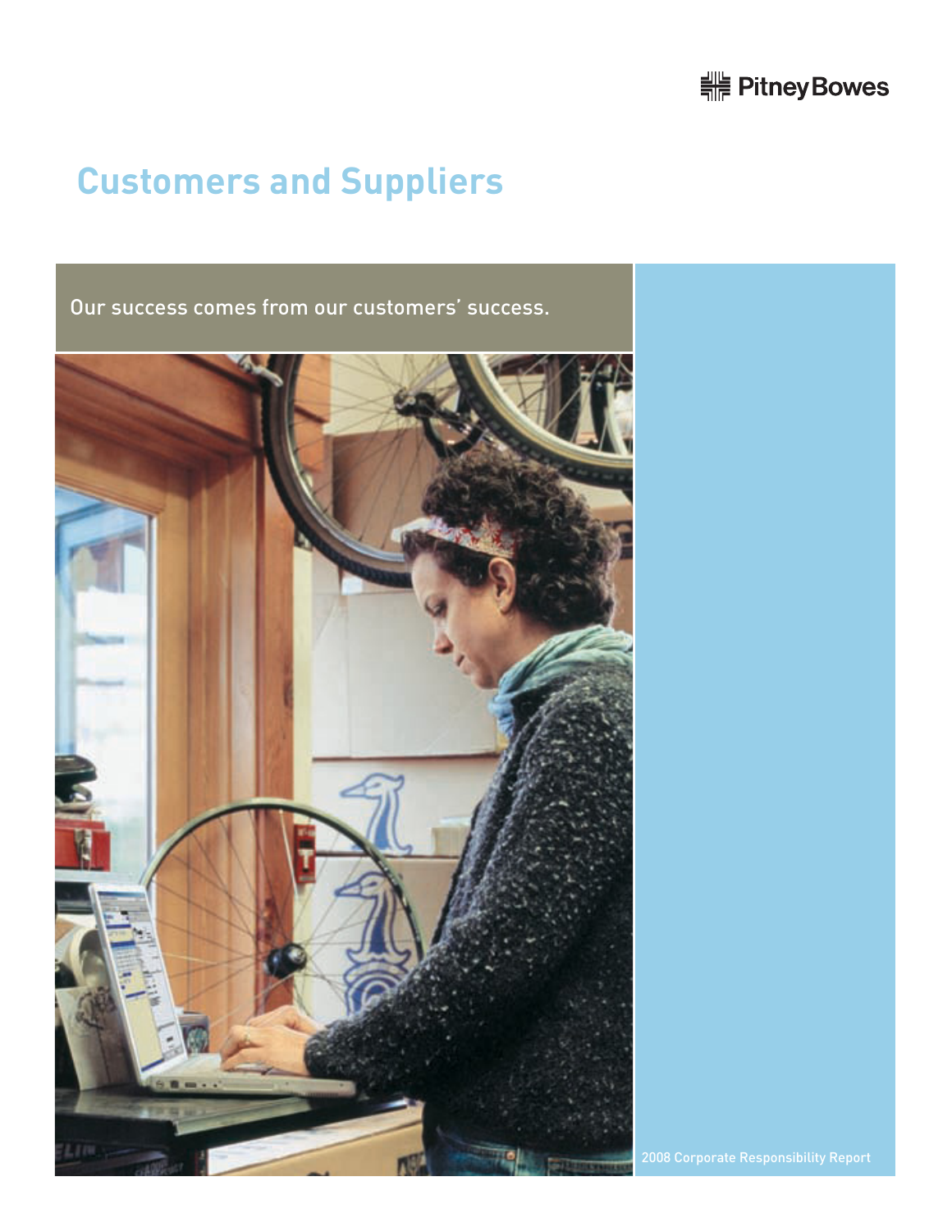# Customers and Suppliers

Our success comes from our customers' success.

2008 Corporate Responsibility Report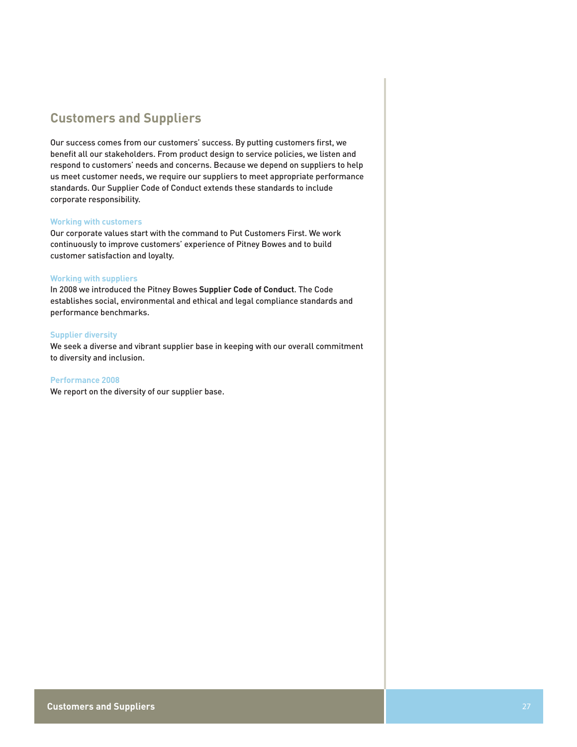## Customers and Suppliers

Our success comes from our customers' success. By putting customers first, we benefit all our stakeholders. From product design to service policies, we listen and respond to customers' needs and concerns. Because we depend on suppliers to help us meet customer needs, we require our suppliers to meet appropriate performance standards. Our Supplier Code of Conduct extends these standards to include corporate responsibility.

### Working with customers

Our corporate values start with the command to Put Customers First. We work continuously to improve customers' experience of Pitney Bowes and to build customer satisfaction and loyalty.

### Working with suppliers

In 2008 we introduced the Pitney Bowes **Supplier Code of Conduct**. The Code establishes social, environmental and ethical and legal compliance standards and performance benchmarks.

### Supplier diversity

We seek a diverse and vibrant supplier base in keeping with our overall commitment to diversity and inclusion.

### Performance 2008

We report on the diversity of our supplier base.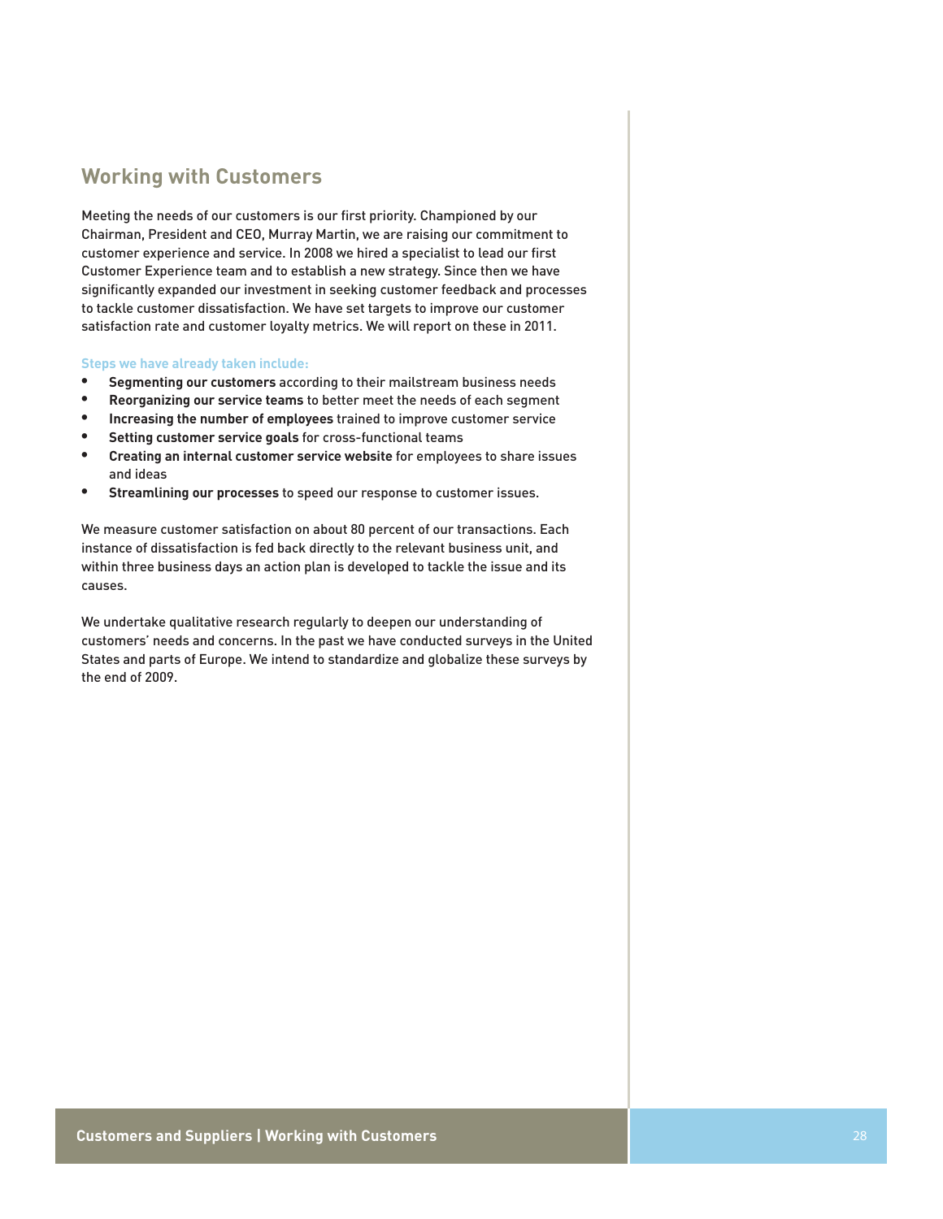## Working with Customers

Meeting the needs of our customers is our first priority. Championed by our Chairman, President and CEO, Murray Martin, we are raising our commitment to customer experience and service. In 2008 we hired a specialist to lead our first Customer Experience team and to establish a new strategy. Since then we have significantly expanded our investment in seeking customer feedback and processes to tackle customer dissatisfaction. We have set targets to improve our customer satisfaction rate and customer loyalty metrics. We will report on these in 2011.

**Steps we have already taken include:**

- **Segmenting our customers** according to their mailstream business needs
- **Reorganizing our service teams** to better meet the needs of each segment
- **Increasing the number of employees** trained to improve customer service
- **Setting customer service goals** for cross-functional teams
- **Creating an internal customer service website** for employees to share issues and ideas
- **Streamlining our processes** to speed our response to customer issues.

We measure customer satisfaction on about 80 percent of our transactions. Each instance of dissatisfaction is fed back directly to the relevant business unit, and within three business days an action plan is developed to tackle the issue and its causes.

We undertake qualitative research regularly to deepen our understanding of customers' needs and concerns. In the past we have conducted surveys in the United States and parts of Europe. We intend to standardize and globalize these surveys by the end of 2009.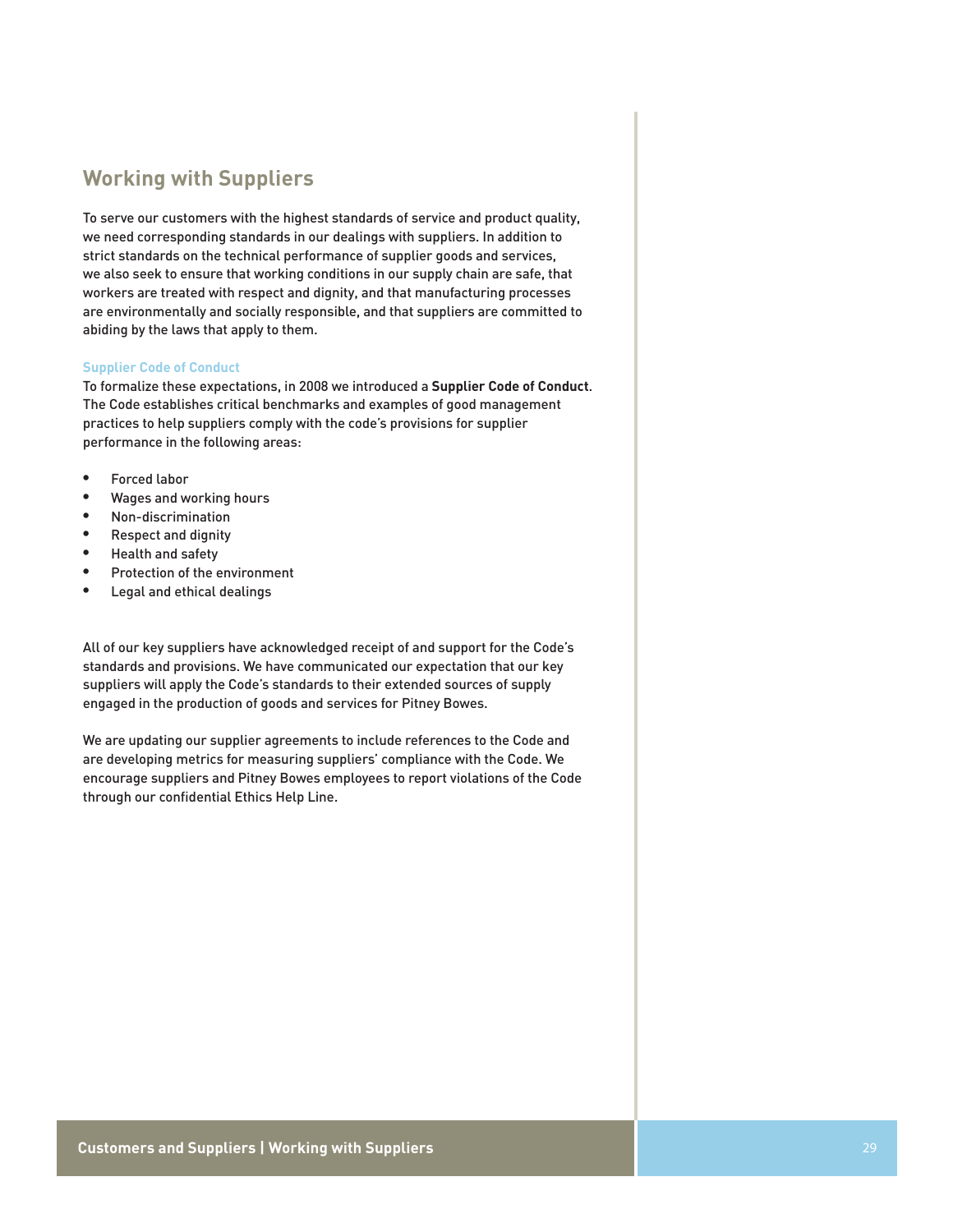## Working with Suppliers

To serve our customers with the highest standards of service and product quality, we need corresponding standards in our dealings with suppliers. In addition to strict standards on the technical performance of supplier goods and services, we also seek to ensure that working conditions in our supply chain are safe, that workers are treated with respect and dignity, and that manufacturing processes are environmentally and socially responsible, and that suppliers are committed to abiding by the laws that apply to them.

### Supplier Code of Conduct

To formalize these expectations, in 2008 we introduced a **Supplier Code of Conduct**. The Code establishes critical benchmarks and examples of good management practices to help suppliers comply with the code's provisions for supplier performance in the following areas:

- Forced labor
- Wages and working hours
- Non-discrimination
- Respect and dignity
- Health and safety
- Protection of the environment
- Legal and ethical dealings

All of our key suppliers have acknowledged receipt of and support for the Code's standards and provisions. We have communicated our expectation that our key suppliers will apply the Code's standards to their extended sources of supply engaged in the production of goods and services for Pitney Bowes.

We are updating our supplier agreements to include references to the Code and are developing metrics for measuring suppliers' compliance with the Code. We encourage suppliers and Pitney Bowes employees to report violations of the Code through our confidential Ethics Help Line.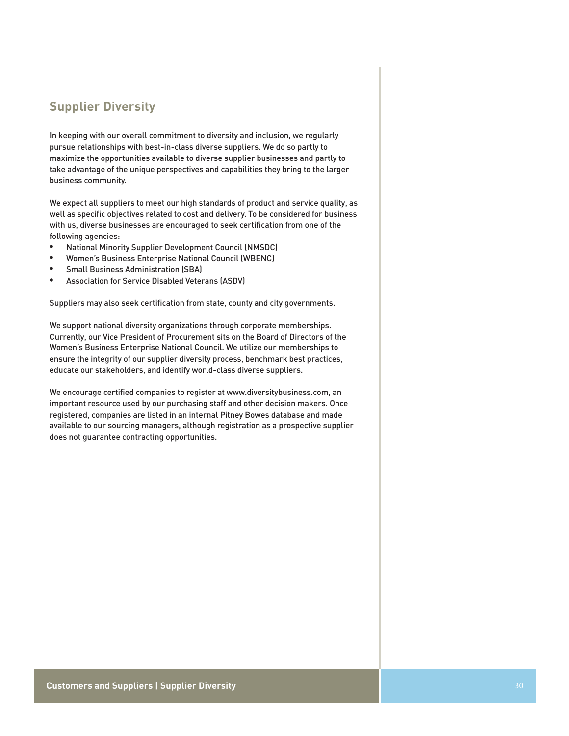## Supplier Diversity

In keeping with our overall commitment to diversity and inclusion, we regularly pursue relationships with best-in-class diverse suppliers. We do so partly to maximize the opportunities available to diverse supplier businesses and partly to take advantage of the unique perspectives and capabilities they bring to the larger business community.

We expect all suppliers to meet our high standards of product and service quality, as well as specific objectives related to cost and delivery. To be considered for business with us, diverse businesses are encouraged to seek certification from one of the following agencies:

- National Minority Supplier Development Council (NMSDC)
- Women's Business Enterprise National Council (WBENC)
- Small Business Administration (SBA)
- Association for Service Disabled Veterans (ASDV)

Suppliers may also seek certification from state, county and city governments.

We support national diversity organizations through corporate memberships. Currently, our Vice President of Procurement sits on the Board of Directors of the Women's Business Enterprise National Council. We utilize our memberships to ensure the integrity of our supplier diversity process, benchmark best practices, educate our stakeholders, and identify world-class diverse suppliers.

We encourage certified companies to register at www.diversitybusiness.com, an important resource used by our purchasing staff and other decision makers. Once registered, companies are listed in an internal Pitney Bowes database and made available to our sourcing managers, although registration as a prospective supplier does not guarantee contracting opportunities.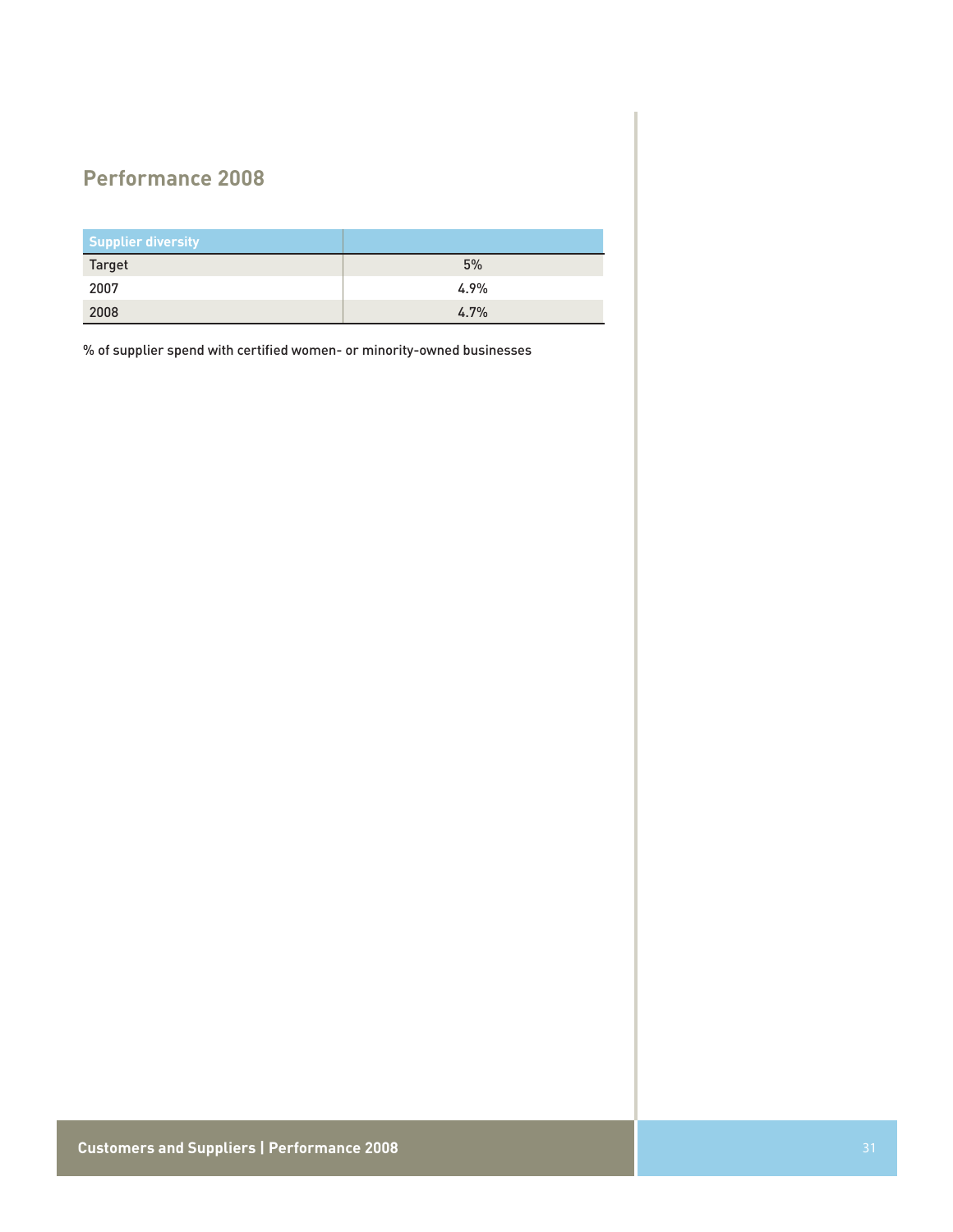## Performance 2008

| Supplier diversity | |
|---|---|
| Target | 5% |
| 2007 | 4.9% |
| 2008 | 4.7% |

% of supplier spend with certified women- or minority-owned businesses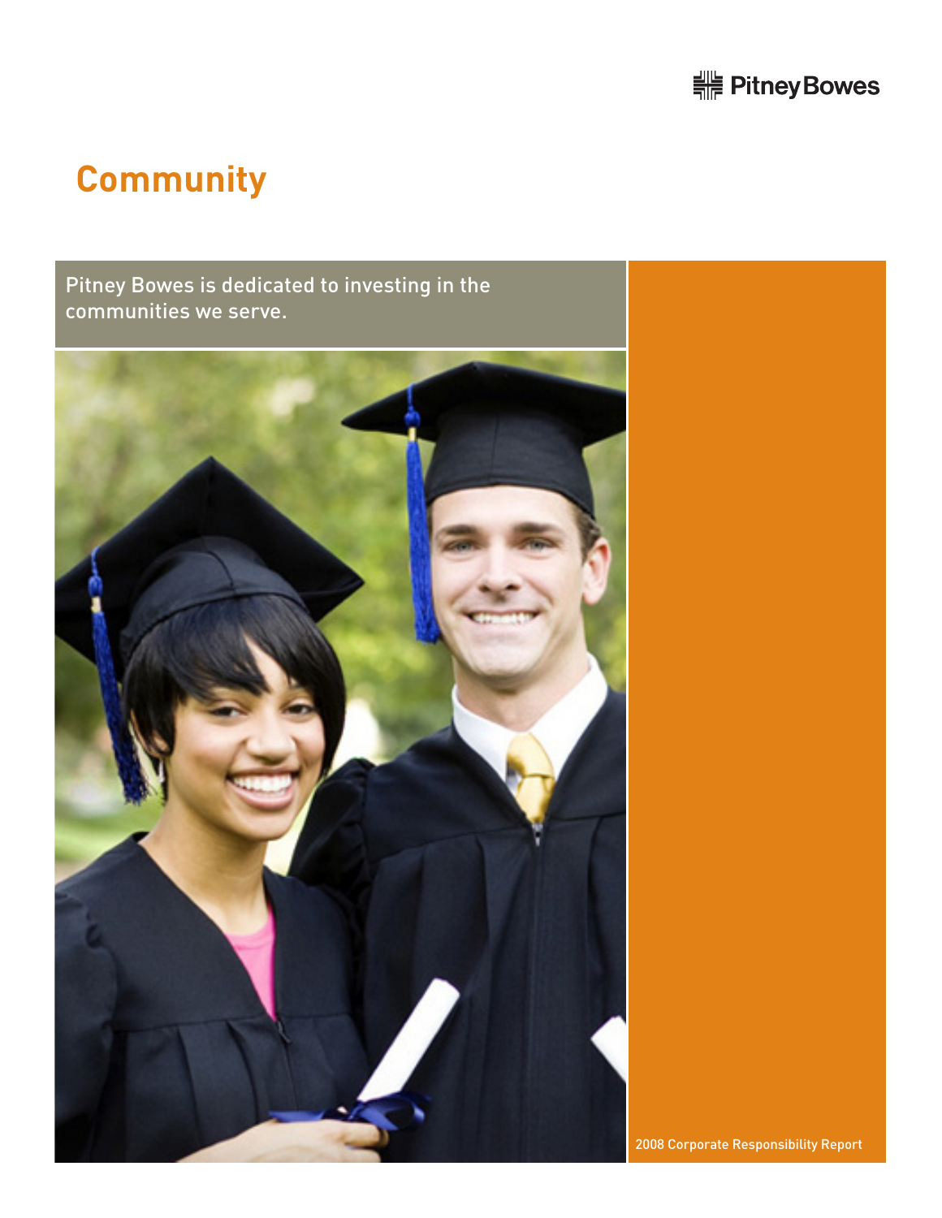# Community

Pitney Bowes is dedicated to investing in the communities we serve.

2008 Corporate Responsibility Report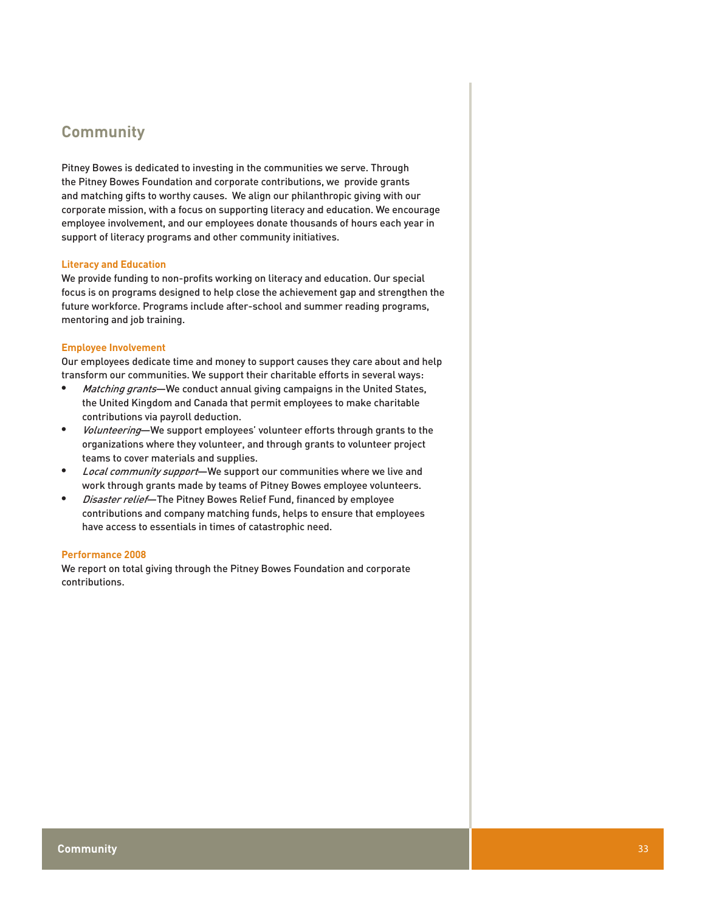# Community

Pitney Bowes is dedicated to investing in the communities we serve. Through the Pitney Bowes Foundation and corporate contributions, we provide grants and matching gifts to worthy causes. We align our philanthropic giving with our corporate mission, with a focus on supporting literacy and education. We encourage employee involvement, and our employees donate thousands of hours each year in support of literacy programs and other community initiatives.

## Literacy and Education

We provide funding to non-profits working on literacy and education. Our special focus is on programs designed to help close the achievement gap and strengthen the future workforce. Programs include after-school and summer reading programs, mentoring and job training.

## Employee Involvement

Our employees dedicate time and money to support causes they care about and help transform our communities. We support their charitable efforts in several ways:

- *Matching grants*—We conduct annual giving campaigns in the United States, the United Kingdom and Canada that permit employees to make charitable contributions via payroll deduction.
- *Volunteering*—We support employees' volunteer efforts through grants to the organizations where they volunteer, and through grants to volunteer project teams to cover materials and supplies.
- *Local community support*—We support our communities where we live and work through grants made by teams of Pitney Bowes employee volunteers.
- *Disaster relief*—The Pitney Bowes Relief Fund, financed by employee contributions and company matching funds, helps to ensure that employees have access to essentials in times of catastrophic need.

## Performance 2008

We report on total giving through the Pitney Bowes Foundation and corporate contributions.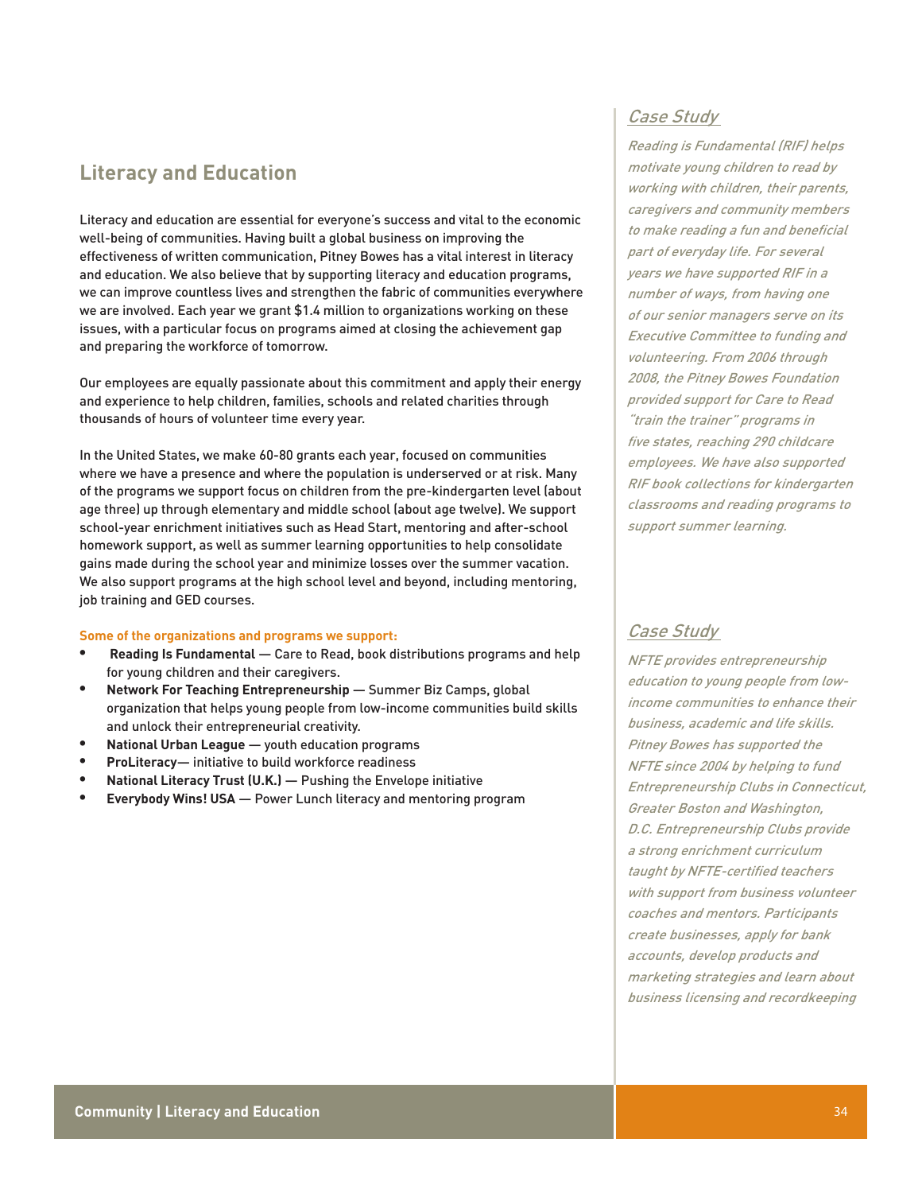## Literacy and Education

Literacy and education are essential for everyone's success and vital to the economic well-being of communities. Having built a global business on improving the effectiveness of written communication, Pitney Bowes has a vital interest in literacy and education. We also believe that by supporting literacy and education programs, we can improve countless lives and strengthen the fabric of communities everywhere we are involved. Each year we grant $1.4 million to organizations working on these issues, with a particular focus on programs aimed at closing the achievement gap and preparing the workforce of tomorrow.

Our employees are equally passionate about this commitment and apply their energy and experience to help children, families, schools and related charities through thousands of hours of volunteer time every year.

In the United States, we make 60-80 grants each year, focused on communities where we have a presence and where the population is underserved or at risk. Many of the programs we support focus on children from the pre-kindergarten level (about age three) up through elementary and middle school (about age twelve). We support school-year enrichment initiatives such as Head Start, mentoring and after-school homework support, as well as summer learning opportunities to help consolidate gains made during the school year and minimize losses over the summer vacation. We also support programs at the high school level and beyond, including mentoring, job training and GED courses.

**Some of the organizations and programs we support:**

- **Reading Is Fundamental** — Care to Read, book distributions programs and help for young children and their caregivers.
- **Network For Teaching Entrepreneurship** — Summer Biz Camps, global organization that helps young people from low-income communities build skills and unlock their entrepreneurial creativity.
- **National Urban League** — youth education programs
- **ProLiteracy**— initiative to build workforce readiness
- **National Literacy Trust (U.K.)** — Pushing the Envelope initiative
- **Everybody Wins! USA** — Power Lunch literacy and mentoring program

### Case Study

*Reading is Fundamental (RIF) helps motivate young children to read by working with children, their parents, caregivers and community members to make reading a fun and beneficial part of everyday life. For several years we have supported RIF in a number of ways, from having one of our senior managers serve on its Executive Committee to funding and volunteering. From 2006 through 2008, the Pitney Bowes Foundation provided support for Care to Read "train the trainer" programs in five states, reaching 290 childcare employees. We have also supported RIF book collections for kindergarten classrooms and reading programs to support summer learning.*

### Case Study

*NFTE provides entrepreneurship education to young people from low-income communities to enhance their business, academic and life skills. Pitney Bowes has supported the NFTE since 2004 by helping to fund Entrepreneurship Clubs in Connecticut, Greater Boston and Washington, D.C. Entrepreneurship Clubs provide a strong enrichment curriculum taught by NFTE-certified teachers with support from business volunteer coaches and mentors. Participants create businesses, apply for bank accounts, develop products and marketing strategies and learn about business licensing and recordkeeping*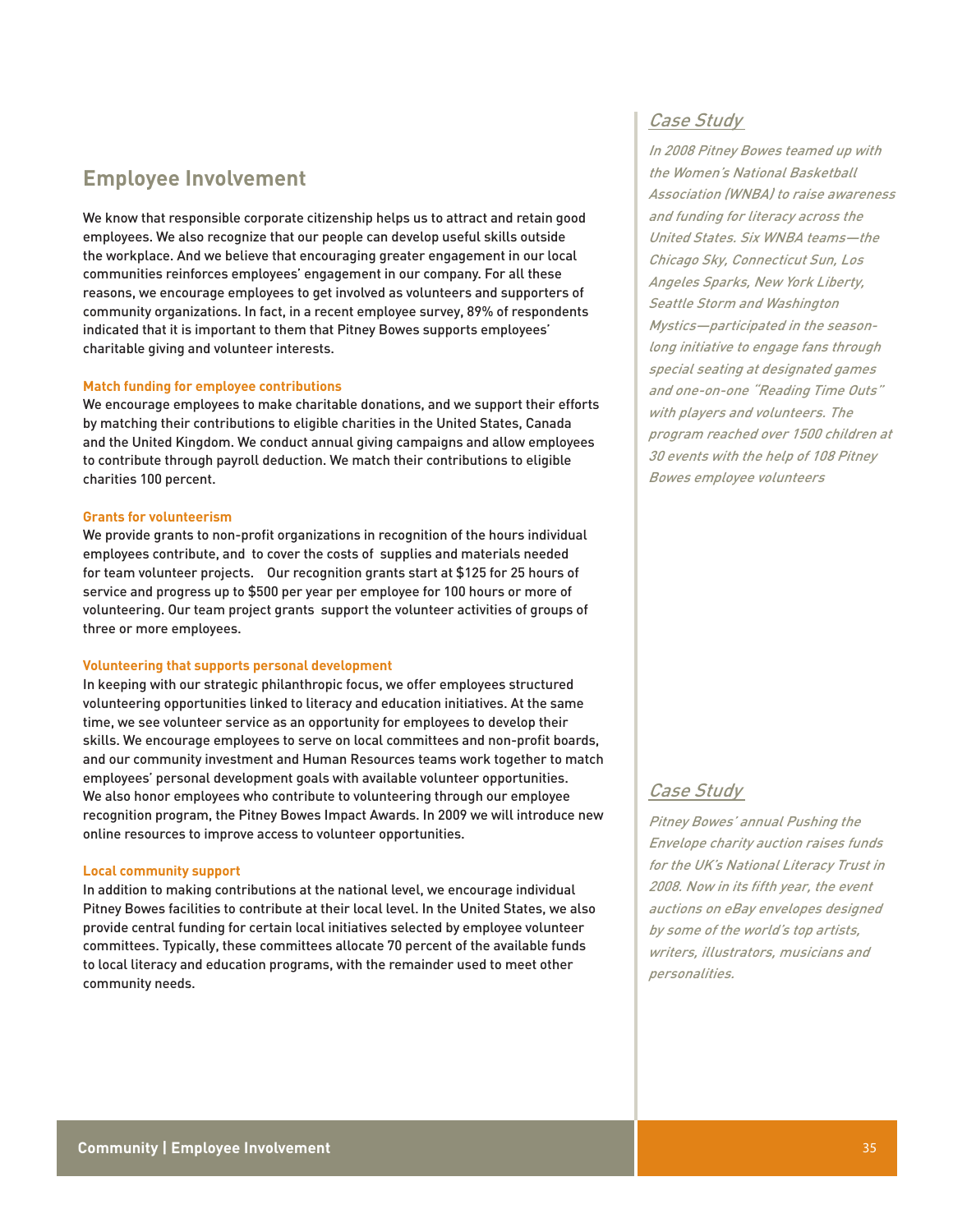## Employee Involvement

We know that responsible corporate citizenship helps us to attract and retain good employees. We also recognize that our people can develop useful skills outside the workplace. And we believe that encouraging greater engagement in our local communities reinforces employees' engagement in our company. For all these reasons, we encourage employees to get involved as volunteers and supporters of community organizations. In fact, in a recent employee survey, 89% of respondents indicated that it is important to them that Pitney Bowes supports employees' charitable giving and volunteer interests.

### Match funding for employee contributions

We encourage employees to make charitable donations, and we support their efforts by matching their contributions to eligible charities in the United States, Canada and the United Kingdom. We conduct annual giving campaigns and allow employees to contribute through payroll deduction. We match their contributions to eligible charities 100 percent.

### Grants for volunteerism

We provide grants to non-profit organizations in recognition of the hours individual employees contribute, and to cover the costs of supplies and materials needed for team volunteer projects. Our recognition grants start at $125 for 25 hours of service and progress up to $500 per year per employee for 100 hours or more of volunteering. Our team project grants support the volunteer activities of groups of three or more employees.

### Volunteering that supports personal development

In keeping with our strategic philanthropic focus, we offer employees structured volunteering opportunities linked to literacy and education initiatives. At the same time, we see volunteer service as an opportunity for employees to develop their skills. We encourage employees to serve on local committees and non-profit boards, and our community investment and Human Resources teams work together to match employees' personal development goals with available volunteer opportunities. We also honor employees who contribute to volunteering through our employee recognition program, the Pitney Bowes Impact Awards. In 2009 we will introduce new online resources to improve access to volunteer opportunities.

### Local community support

In addition to making contributions at the national level, we encourage individual Pitney Bowes facilities to contribute at their local level. In the United States, we also provide central funding for certain local initiatives selected by employee volunteer committees. Typically, these committees allocate 70 percent of the available funds to local literacy and education programs, with the remainder used to meet other community needs.

### Case Study

*In 2008 Pitney Bowes teamed up with the Women's National Basketball Association (WNBA) to raise awareness and funding for literacy across the United States. Six WNBA teams—the Chicago Sky, Connecticut Sun, Los Angeles Sparks, New York Liberty, Seattle Storm and Washington Mystics—participated in the season-long initiative to engage fans through special seating at designated games and one-on-one "Reading Time Outs" with players and volunteers. The program reached over 1500 children at 30 events with the help of 108 Pitney Bowes employee volunteers*

### Case Study

*Pitney Bowes' annual Pushing the Envelope charity auction raises funds for the UK's National Literacy Trust in 2008. Now in its fifth year, the event auctions on eBay envelopes designed by some of the world's top artists, writers, illustrators, musicians and personalities.*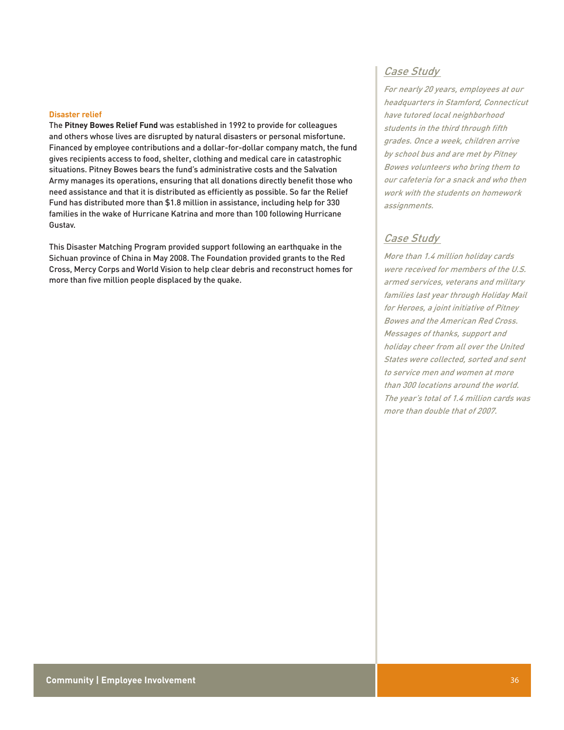### Disaster relief

The **Pitney Bowes Relief Fund** was established in 1992 to provide for colleagues and others whose lives are disrupted by natural disasters or personal misfortune. Financed by employee contributions and a dollar-for-dollar company match, the fund gives recipients access to food, shelter, clothing and medical care in catastrophic situations. Pitney Bowes bears the fund's administrative costs and the Salvation Army manages its operations, ensuring that all donations directly benefit those who need assistance and that it is distributed as efficiently as possible. So far the Relief Fund has distributed more than $1.8 million in assistance, including help for 330 families in the wake of Hurricane Katrina and more than 100 following Hurricane Gustav.

This Disaster Matching Program provided support following an earthquake in the Sichuan province of China in May 2008. The Foundation provided grants to the Red Cross, Mercy Corps and World Vision to help clear debris and reconstruct homes for more than five million people displaced by the quake.

## Case Study

*For nearly 20 years, employees at our headquarters in Stamford, Connecticut have tutored local neighborhood students in the third through fifth grades. Once a week, children arrive by school bus and are met by Pitney Bowes volunteers who bring them to our cafeteria for a snack and who then work with the students on homework assignments.*

## Case Study

*More than 1.4 million holiday cards were received for members of the U.S. armed services, veterans and military families last year through Holiday Mail for Heroes, a joint initiative of Pitney Bowes and the American Red Cross. Messages of thanks, support and holiday cheer from all over the United States were collected, sorted and sent to service men and women at more than 300 locations around the world. The year's total of 1.4 million cards was more than double that of 2007.*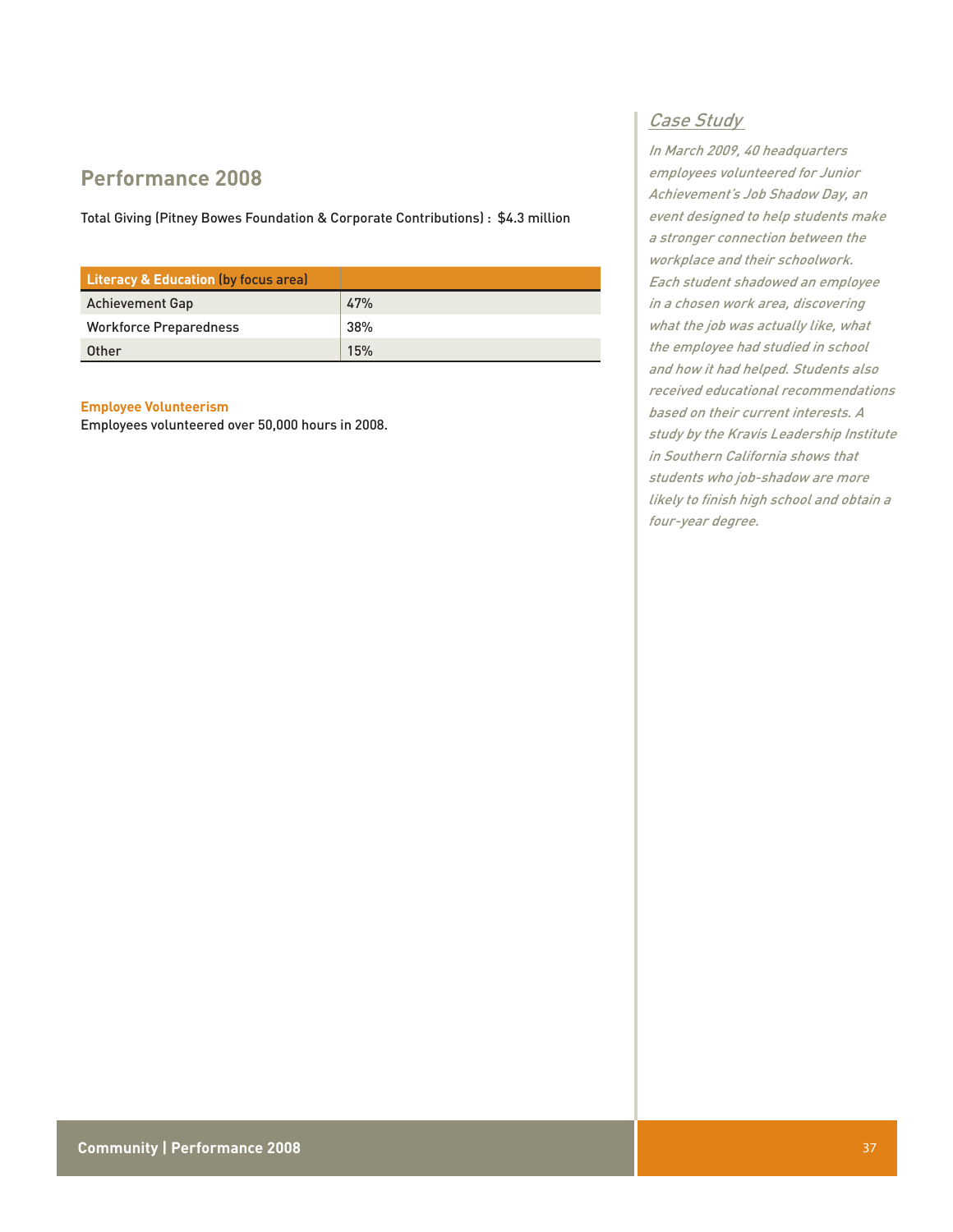## Performance 2008

Total Giving (Pitney Bowes Foundation & Corporate Contributions) : $4.3 million

| Literacy & Education (by focus area) | |
|---|---|
| Achievement Gap | 47% |
| Workforce Preparedness | 38% |
| Other | 15% |

**Employee Volunteerism**

Employees volunteered over 50,000 hours in 2008.

### *Case Study*

*In March 2009, 40 headquarters employees volunteered for Junior Achievement's Job Shadow Day, an event designed to help students make a stronger connection between the workplace and their schoolwork. Each student shadowed an employee in a chosen work area, discovering what the job was actually like, what the employee had studied in school and how it had helped. Students also received educational recommendations based on their current interests. A study by the Kravis Leadership Institute in Southern California shows that students who job-shadow are more likely to finish high school and obtain a four-year degree.*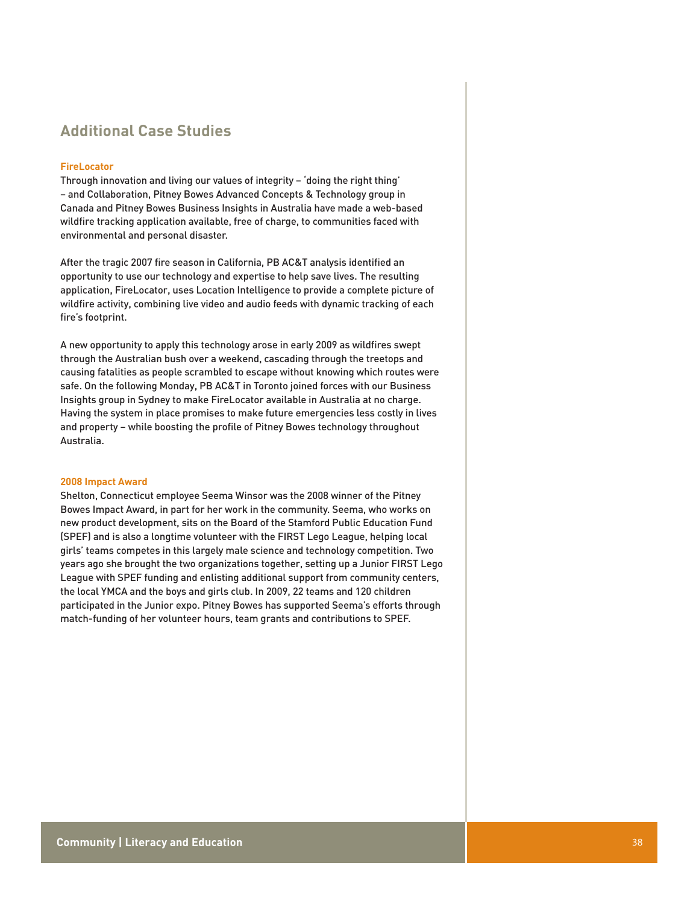## Additional Case Studies

### FireLocator

Through innovation and living our values of integrity – 'doing the right thing' – and Collaboration, Pitney Bowes Advanced Concepts & Technology group in Canada and Pitney Bowes Business Insights in Australia have made a web-based wildfire tracking application available, free of charge, to communities faced with environmental and personal disaster.

After the tragic 2007 fire season in California, PB AC&T analysis identified an opportunity to use our technology and expertise to help save lives. The resulting application, FireLocator, uses Location Intelligence to provide a complete picture of wildfire activity, combining live video and audio feeds with dynamic tracking of each fire's footprint.

A new opportunity to apply this technology arose in early 2009 as wildfires swept through the Australian bush over a weekend, cascading through the treetops and causing fatalities as people scrambled to escape without knowing which routes were safe. On the following Monday, PB AC&T in Toronto joined forces with our Business Insights group in Sydney to make FireLocator available in Australia at no charge. Having the system in place promises to make future emergencies less costly in lives and property – while boosting the profile of Pitney Bowes technology throughout Australia.

### 2008 Impact Award

Shelton, Connecticut employee Seema Winsor was the 2008 winner of the Pitney Bowes Impact Award, in part for her work in the community. Seema, who works on new product development, sits on the Board of the Stamford Public Education Fund (SPEF) and is also a longtime volunteer with the FIRST Lego League, helping local girls' teams competes in this largely male science and technology competition. Two years ago she brought the two organizations together, setting up a Junior FIRST Lego League with SPEF funding and enlisting additional support from community centers, the local YMCA and the boys and girls club. In 2009, 22 teams and 120 children participated in the Junior expo. Pitney Bowes has supported Seema's efforts through match-funding of her volunteer hours, team grants and contributions to SPEF.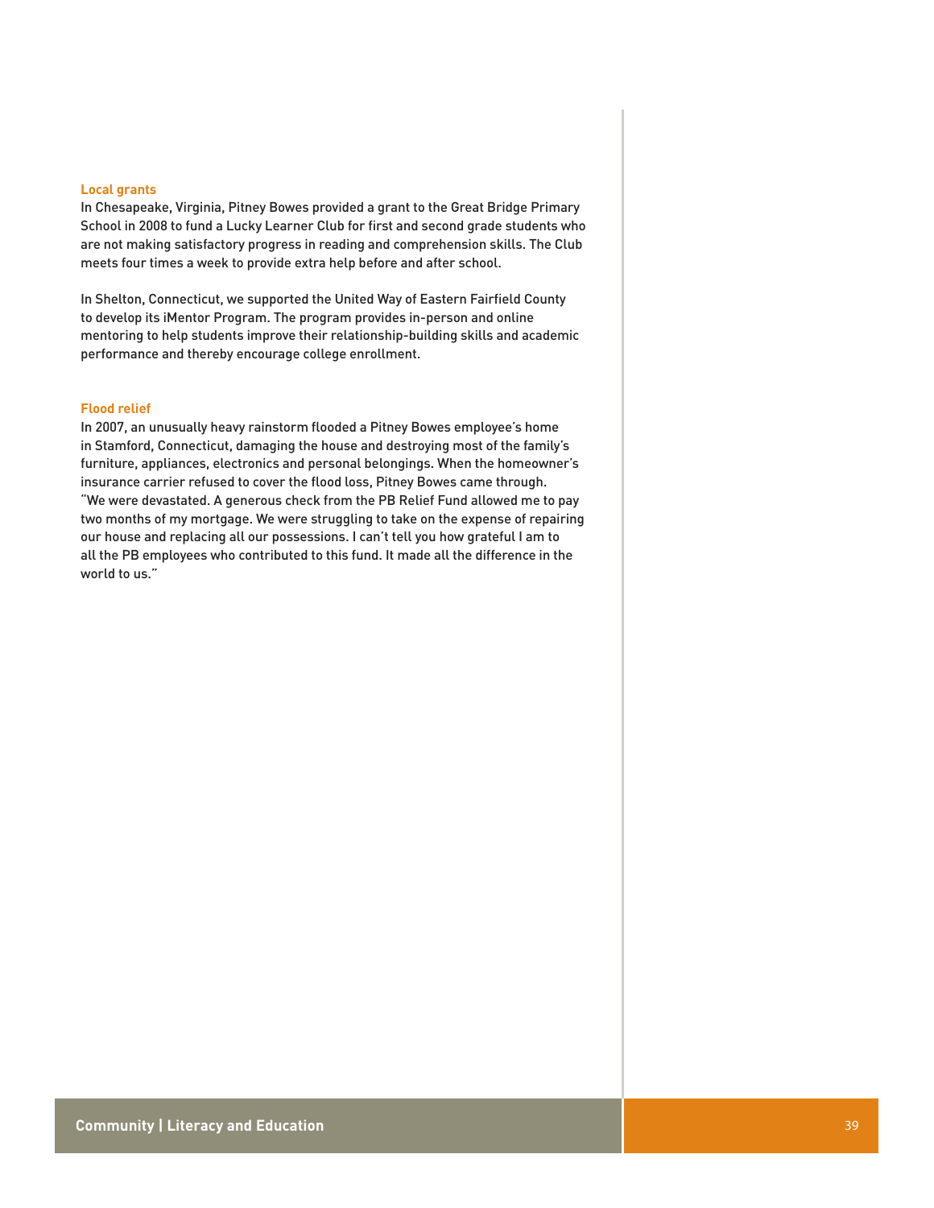### Local grants

In Chesapeake, Virginia, Pitney Bowes provided a grant to the Great Bridge Primary School in 2008 to fund a Lucky Learner Club for first and second grade students who are not making satisfactory progress in reading and comprehension skills. The Club meets four times a week to provide extra help before and after school.

In Shelton, Connecticut, we supported the United Way of Eastern Fairfield County to develop its iMentor Program. The program provides in-person and online mentoring to help students improve their relationship-building skills and academic performance and thereby encourage college enrollment.

### Flood relief

In 2007, an unusually heavy rainstorm flooded a Pitney Bowes employee's home in Stamford, Connecticut, damaging the house and destroying most of the family's furniture, appliances, electronics and personal belongings. When the homeowner's insurance carrier refused to cover the flood loss, Pitney Bowes came through. "We were devastated. A generous check from the PB Relief Fund allowed me to pay two months of my mortgage. We were struggling to take on the expense of repairing our house and replacing all our possessions. I can't tell you how grateful I am to all the PB employees who contributed to this fund. It made all the difference in the world to us."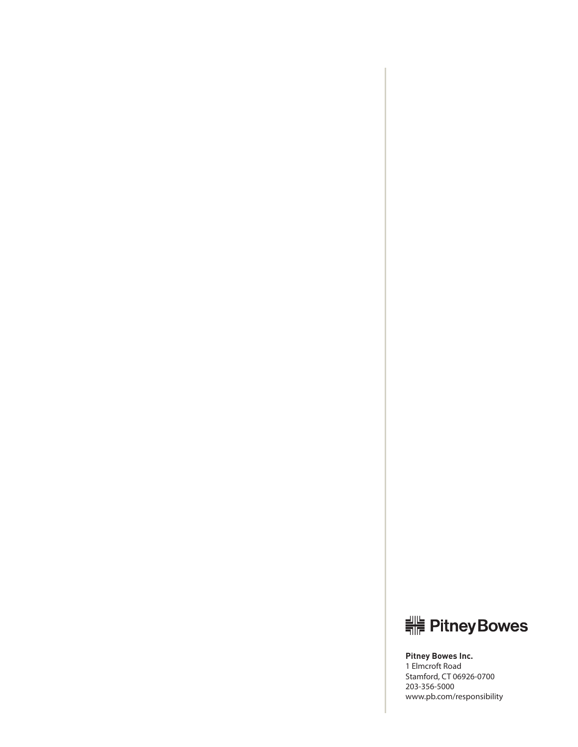Pitney Bowes

**Pitney Bowes Inc.**
1 Elmcroft Road
Stamford, CT 06926-0700
203-356-5000
www.pb.com/responsibility